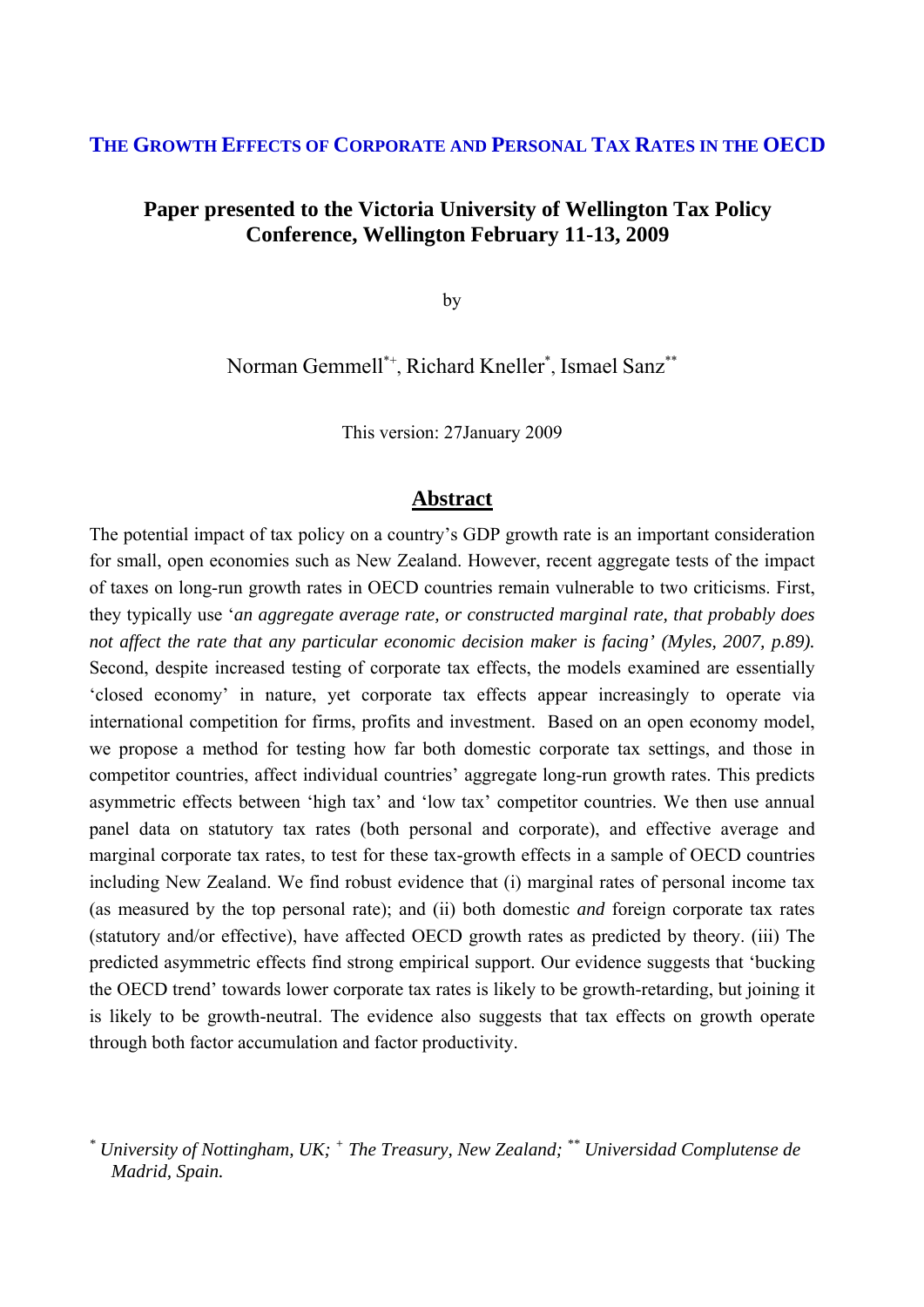# THE GROWTH EFFECTS OF CORPORATE AND PERSONAL TAX RATES IN THE OECD

## Paper presented to the Victoria University of Wellington Tax Policy Conference, Wellington February 11-13, 2009

by

Norman Gemmell[*+], Richard Kneller[*], Ismael Sanz[**]

This version: 27January 2009

## Abstract

The potential impact of tax policy on a country's GDP growth rate is an important consideration for small, open economies such as New Zealand. However, recent aggregate tests of the impact of taxes on long-run growth rates in OECD countries remain vulnerable to two criticisms. First, they typically use '*an aggregate average rate, or constructed marginal rate, that probably does not affect the rate that any particular economic decision maker is facing' (Myles, 2007, p.89).* Second, despite increased testing of corporate tax effects, the models examined are essentially 'closed economy' in nature, yet corporate tax effects appear increasingly to operate via international competition for firms, profits and investment. Based on an open economy model, we propose a method for testing how far both domestic corporate tax settings, and those in competitor countries, affect individual countries' aggregate long-run growth rates. This predicts asymmetric effects between 'high tax' and 'low tax' competitor countries. We then use annual panel data on statutory tax rates (both personal and corporate), and effective average and marginal corporate tax rates, to test for these tax-growth effects in a sample of OECD countries including New Zealand. We find robust evidence that (i) marginal rates of personal income tax (as measured by the top personal rate); and (ii) both domestic *and* foreign corporate tax rates (statutory and/or effective), have affected OECD growth rates as predicted by theory. (iii) The predicted asymmetric effects find strong empirical support. Our evidence suggests that 'bucking the OECD trend' towards lower corporate tax rates is likely to be growth-retarding, but joining it is likely to be growth-neutral. The evidence also suggests that tax effects on growth operate through both factor accumulation and factor productivity.

[*] *University of Nottingham, UK;* [+] *The Treasury, New Zealand;* [**] *Universidad Complutense de Madrid, Spain.*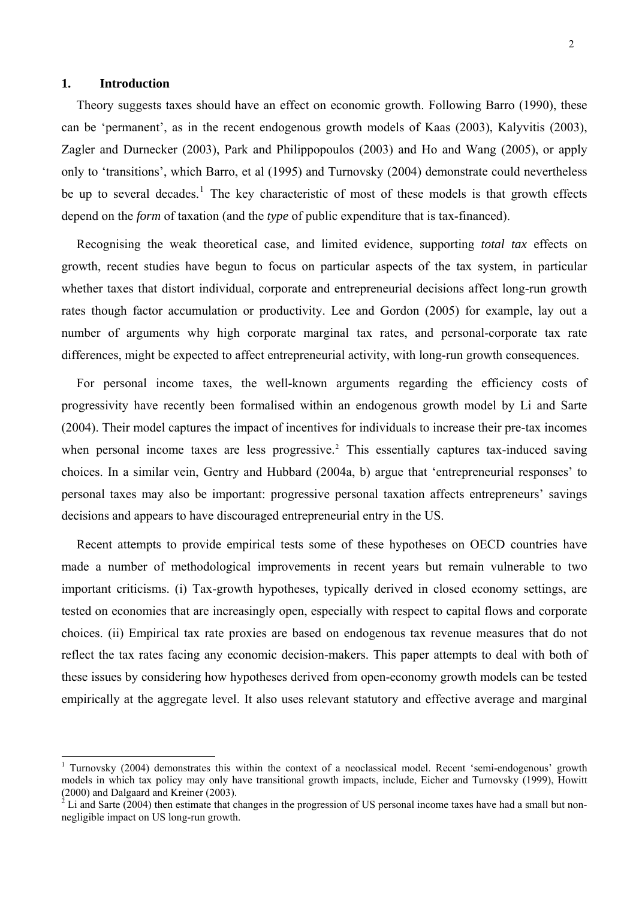## 1. Introduction

Theory suggests taxes should have an effect on economic growth. Following Barro (1990), these can be 'permanent', as in the recent endogenous growth models of Kaas (2003), Kalyvitis (2003), Zagler and Durnecker (2003), Park and Philippopoulos (2003) and Ho and Wang (2005), or apply only to 'transitions', which Barro, et al (1995) and Turnovsky (2004) demonstrate could nevertheless be up to several decades.[1] The key characteristic of most of these models is that growth effects depend on the *form* of taxation (and the *type* of public expenditure that is tax-financed).

Recognising the weak theoretical case, and limited evidence, supporting *total tax* effects on growth, recent studies have begun to focus on particular aspects of the tax system, in particular whether taxes that distort individual, corporate and entrepreneurial decisions affect long-run growth rates though factor accumulation or productivity. Lee and Gordon (2005) for example, lay out a number of arguments why high corporate marginal tax rates, and personal-corporate tax rate differences, might be expected to affect entrepreneurial activity, with long-run growth consequences.

For personal income taxes, the well-known arguments regarding the efficiency costs of progressivity have recently been formalised within an endogenous growth model by Li and Sarte (2004). Their model captures the impact of incentives for individuals to increase their pre-tax incomes when personal income taxes are less progressive.[2] This essentially captures tax-induced saving choices. In a similar vein, Gentry and Hubbard (2004a, b) argue that 'entrepreneurial responses' to personal taxes may also be important: progressive personal taxation affects entrepreneurs' savings decisions and appears to have discouraged entrepreneurial entry in the US.

Recent attempts to provide empirical tests some of these hypotheses on OECD countries have made a number of methodological improvements in recent years but remain vulnerable to two important criticisms. (i) Tax-growth hypotheses, typically derived in closed economy settings, are tested on economies that are increasingly open, especially with respect to capital flows and corporate choices. (ii) Empirical tax rate proxies are based on endogenous tax revenue measures that do not reflect the tax rates facing any economic decision-makers. This paper attempts to deal with both of these issues by considering how hypotheses derived from open-economy growth models can be tested empirically at the aggregate level. It also uses relevant statutory and effective average and marginal

[1] Turnovsky (2004) demonstrates this within the context of a neoclassical model. Recent 'semi-endogenous' growth models in which tax policy may only have transitional growth impacts, include, Eicher and Turnovsky (1999), Howitt (2000) and Dalgaard and Kreiner (2003).

[2] Li and Sarte (2004) then estimate that changes in the progression of US personal income taxes have had a small but non-negligible impact on US long-run growth.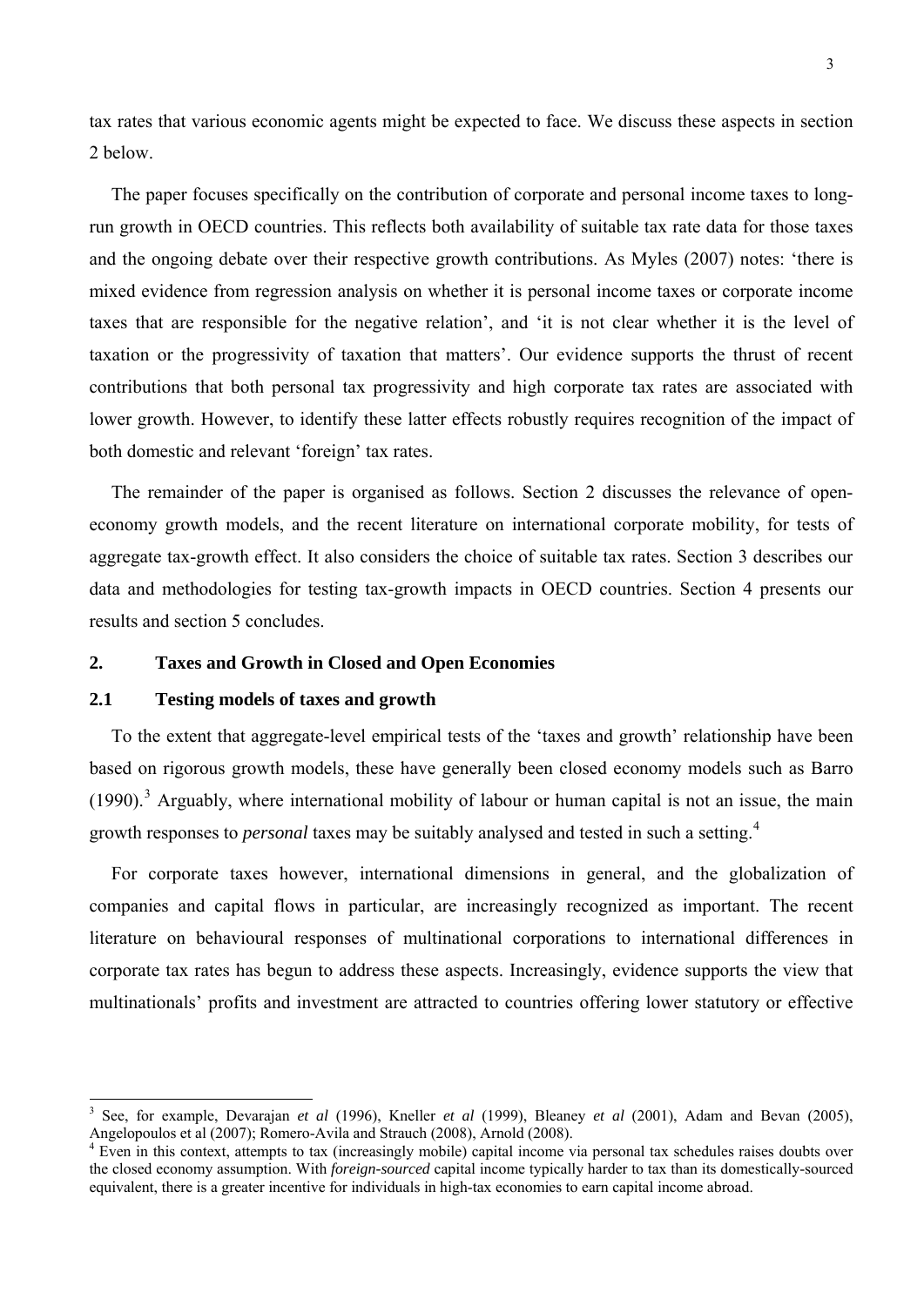tax rates that various economic agents might be expected to face. We discuss these aspects in section 2 below.

The paper focuses specifically on the contribution of corporate and personal income taxes to long-run growth in OECD countries. This reflects both availability of suitable tax rate data for those taxes and the ongoing debate over their respective growth contributions. As Myles (2007) notes: 'there is mixed evidence from regression analysis on whether it is personal income taxes or corporate income taxes that are responsible for the negative relation', and 'it is not clear whether it is the level of taxation or the progressivity of taxation that matters'. Our evidence supports the thrust of recent contributions that both personal tax progressivity and high corporate tax rates are associated with lower growth. However, to identify these latter effects robustly requires recognition of the impact of both domestic and relevant 'foreign' tax rates.

The remainder of the paper is organised as follows. Section 2 discusses the relevance of open-economy growth models, and the recent literature on international corporate mobility, for tests of aggregate tax-growth effect. It also considers the choice of suitable tax rates. Section 3 describes our data and methodologies for testing tax-growth impacts in OECD countries. Section 4 presents our results and section 5 concludes.

## 2. Taxes and Growth in Closed and Open Economies

### 2.1 Testing models of taxes and growth

To the extent that aggregate-level empirical tests of the 'taxes and growth' relationship have been based on rigorous growth models, these have generally been closed economy models such as Barro (1990).[3] Arguably, where international mobility of labour or human capital is not an issue, the main growth responses to *personal* taxes may be suitably analysed and tested in such a setting.[4]

For corporate taxes however, international dimensions in general, and the globalization of companies and capital flows in particular, are increasingly recognized as important. The recent literature on behavioural responses of multinational corporations to international differences in corporate tax rates has begun to address these aspects. Increasingly, evidence supports the view that multinationals' profits and investment are attracted to countries offering lower statutory or effective

---

[3] See, for example, Devarajan *et al* (1996), Kneller *et al* (1999), Bleaney *et al* (2001), Adam and Bevan (2005), Angelopoulos et al (2007); Romero-Avila and Strauch (2008), Arnold (2008).

[4] Even in this context, attempts to tax (increasingly mobile) capital income via personal tax schedules raises doubts over the closed economy assumption. With *foreign-sourced* capital income typically harder to tax than its domestically-sourced equivalent, there is a greater incentive for individuals in high-tax economies to earn capital income abroad.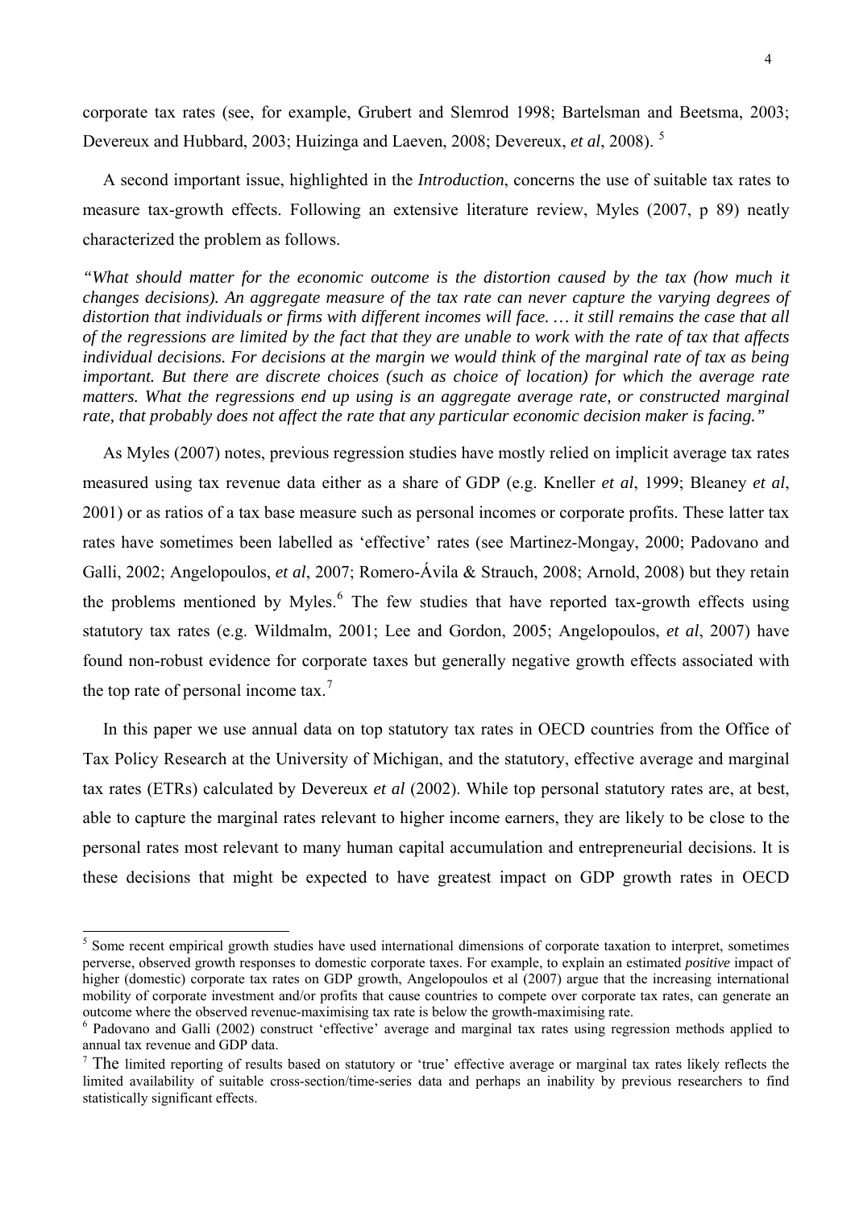corporate tax rates (see, for example, Grubert and Slemrod 1998; Bartelsman and Beetsma, 2003; Devereux and Hubbard, 2003; Huizinga and Laeven, 2008; Devereux, *et al*, 2008). [5]

A second important issue, highlighted in the *Introduction*, concerns the use of suitable tax rates to measure tax-growth effects. Following an extensive literature review, Myles (2007, p 89) neatly characterized the problem as follows.

*"What should matter for the economic outcome is the distortion caused by the tax (how much it changes decisions). An aggregate measure of the tax rate can never capture the varying degrees of distortion that individuals or firms with different incomes will face. … it still remains the case that all of the regressions are limited by the fact that they are unable to work with the rate of tax that affects individual decisions. For decisions at the margin we would think of the marginal rate of tax as being important. But there are discrete choices (such as choice of location) for which the average rate matters. What the regressions end up using is an aggregate average rate, or constructed marginal rate, that probably does not affect the rate that any particular economic decision maker is facing."*

As Myles (2007) notes, previous regression studies have mostly relied on implicit average tax rates measured using tax revenue data either as a share of GDP (e.g. Kneller *et al*, 1999; Bleaney *et al*, 2001) or as ratios of a tax base measure such as personal incomes or corporate profits. These latter tax rates have sometimes been labelled as 'effective' rates (see Martinez-Mongay, 2000; Padovano and Galli, 2002; Angelopoulos, *et al*, 2007; Romero-Ávila & Strauch, 2008; Arnold, 2008) but they retain the problems mentioned by Myles.[6] The few studies that have reported tax-growth effects using statutory tax rates (e.g. Wildmalm, 2001; Lee and Gordon, 2005; Angelopoulos, *et al*, 2007) have found non-robust evidence for corporate taxes but generally negative growth effects associated with the top rate of personal income tax.[7]

In this paper we use annual data on top statutory tax rates in OECD countries from the Office of Tax Policy Research at the University of Michigan, and the statutory, effective average and marginal tax rates (ETRs) calculated by Devereux *et al* (2002). While top personal statutory rates are, at best, able to capture the marginal rates relevant to higher income earners, they are likely to be close to the personal rates most relevant to many human capital accumulation and entrepreneurial decisions. It is these decisions that might be expected to have greatest impact on GDP growth rates in OECD

---

[5] Some recent empirical growth studies have used international dimensions of corporate taxation to interpret, sometimes perverse, observed growth responses to domestic corporate taxes. For example, to explain an estimated *positive* impact of higher (domestic) corporate tax rates on GDP growth, Angelopoulos et al (2007) argue that the increasing international mobility of corporate investment and/or profits that cause countries to compete over corporate tax rates, can generate an outcome where the observed revenue-maximising tax rate is below the growth-maximising rate.

[6] Padovano and Galli (2002) construct 'effective' average and marginal tax rates using regression methods applied to annual tax revenue and GDP data.

[7] The limited reporting of results based on statutory or 'true' effective average or marginal tax rates likely reflects the limited availability of suitable cross-section/time-series data and perhaps an inability by previous researchers to find statistically significant effects.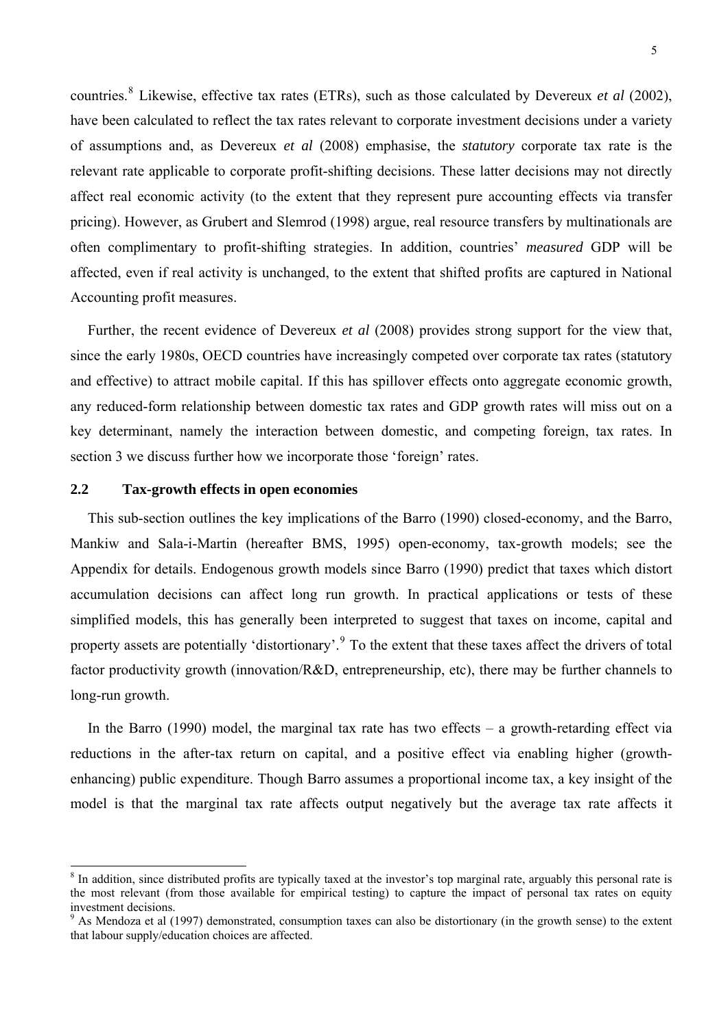countries.[8] Likewise, effective tax rates (ETRs), such as those calculated by Devereux *et al* (2002), have been calculated to reflect the tax rates relevant to corporate investment decisions under a variety of assumptions and, as Devereux *et al* (2008) emphasise, the *statutory* corporate tax rate is the relevant rate applicable to corporate profit-shifting decisions. These latter decisions may not directly affect real economic activity (to the extent that they represent pure accounting effects via transfer pricing). However, as Grubert and Slemrod (1998) argue, real resource transfers by multinationals are often complimentary to profit-shifting strategies. In addition, countries' *measured* GDP will be affected, even if real activity is unchanged, to the extent that shifted profits are captured in National Accounting profit measures.

Further, the recent evidence of Devereux *et al* (2008) provides strong support for the view that, since the early 1980s, OECD countries have increasingly competed over corporate tax rates (statutory and effective) to attract mobile capital. If this has spillover effects onto aggregate economic growth, any reduced-form relationship between domestic tax rates and GDP growth rates will miss out on a key determinant, namely the interaction between domestic, and competing foreign, tax rates. In section 3 we discuss further how we incorporate those 'foreign' rates.

## 2.2 Tax-growth effects in open economies

This sub-section outlines the key implications of the Barro (1990) closed-economy, and the Barro, Mankiw and Sala-i-Martin (hereafter BMS, 1995) open-economy, tax-growth models; see the Appendix for details. Endogenous growth models since Barro (1990) predict that taxes which distort accumulation decisions can affect long run growth. In practical applications or tests of these simplified models, this has generally been interpreted to suggest that taxes on income, capital and property assets are potentially 'distortionary'.[9] To the extent that these taxes affect the drivers of total factor productivity growth (innovation/R&D, entrepreneurship, etc), there may be further channels to long-run growth.

In the Barro (1990) model, the marginal tax rate has two effects – a growth-retarding effect via reductions in the after-tax return on capital, and a positive effect via enabling higher (growth-enhancing) public expenditure. Though Barro assumes a proportional income tax, a key insight of the model is that the marginal tax rate affects output negatively but the average tax rate affects it

---

[8] In addition, since distributed profits are typically taxed at the investor's top marginal rate, arguably this personal rate is the most relevant (from those available for empirical testing) to capture the impact of personal tax rates on equity investment decisions.

[9] As Mendoza et al (1997) demonstrated, consumption taxes can also be distortionary (in the growth sense) to the extent that labour supply/education choices are affected.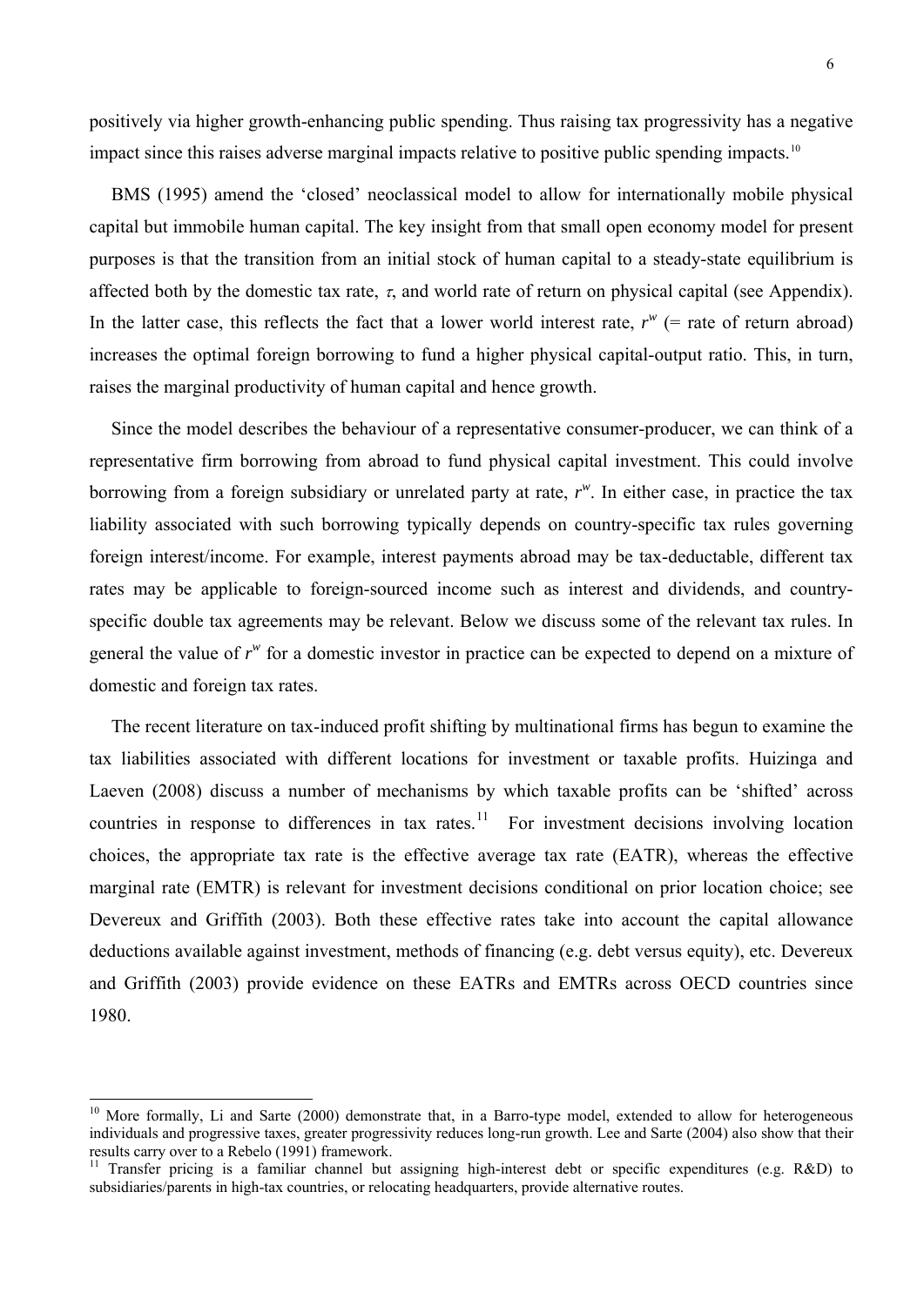positively via higher growth-enhancing public spending. Thus raising tax progressivity has a negative impact since this raises adverse marginal impacts relative to positive public spending impacts.[10]

BMS (1995) amend the 'closed' neoclassical model to allow for internationally mobile physical capital but immobile human capital. The key insight from that small open economy model for present purposes is that the transition from an initial stock of human capital to a steady-state equilibrium is affected both by the domestic tax rate, $\tau$, and world rate of return on physical capital (see Appendix). In the latter case, this reflects the fact that a lower world interest rate, $r^w$ (= rate of return abroad) increases the optimal foreign borrowing to fund a higher physical capital-output ratio. This, in turn, raises the marginal productivity of human capital and hence growth.

Since the model describes the behaviour of a representative consumer-producer, we can think of a representative firm borrowing from abroad to fund physical capital investment. This could involve borrowing from a foreign subsidiary or unrelated party at rate, $r^w$. In either case, in practice the tax liability associated with such borrowing typically depends on country-specific tax rules governing foreign interest/income. For example, interest payments abroad may be tax-deductable, different tax rates may be applicable to foreign-sourced income such as interest and dividends, and country-specific double tax agreements may be relevant. Below we discuss some of the relevant tax rules. In general the value of $r^w$ for a domestic investor in practice can be expected to depend on a mixture of domestic and foreign tax rates.

The recent literature on tax-induced profit shifting by multinational firms has begun to examine the tax liabilities associated with different locations for investment or taxable profits. Huizinga and Laeven (2008) discuss a number of mechanisms by which taxable profits can be 'shifted' across countries in response to differences in tax rates.[11] For investment decisions involving location choices, the appropriate tax rate is the effective average tax rate (EATR), whereas the effective marginal rate (EMTR) is relevant for investment decisions conditional on prior location choice; see Devereux and Griffith (2003). Both these effective rates take into account the capital allowance deductions available against investment, methods of financing (e.g. debt versus equity), etc. Devereux and Griffith (2003) provide evidence on these EATRs and EMTRs across OECD countries since 1980.

[10] More formally, Li and Sarte (2000) demonstrate that, in a Barro-type model, extended to allow for heterogeneous individuals and progressive taxes, greater progressivity reduces long-run growth. Lee and Sarte (2004) also show that their results carry over to a Rebelo (1991) framework.

[11] Transfer pricing is a familiar channel but assigning high-interest debt or specific expenditures (e.g. R&D) to subsidiaries/parents in high-tax countries, or relocating headquarters, provide alternative routes.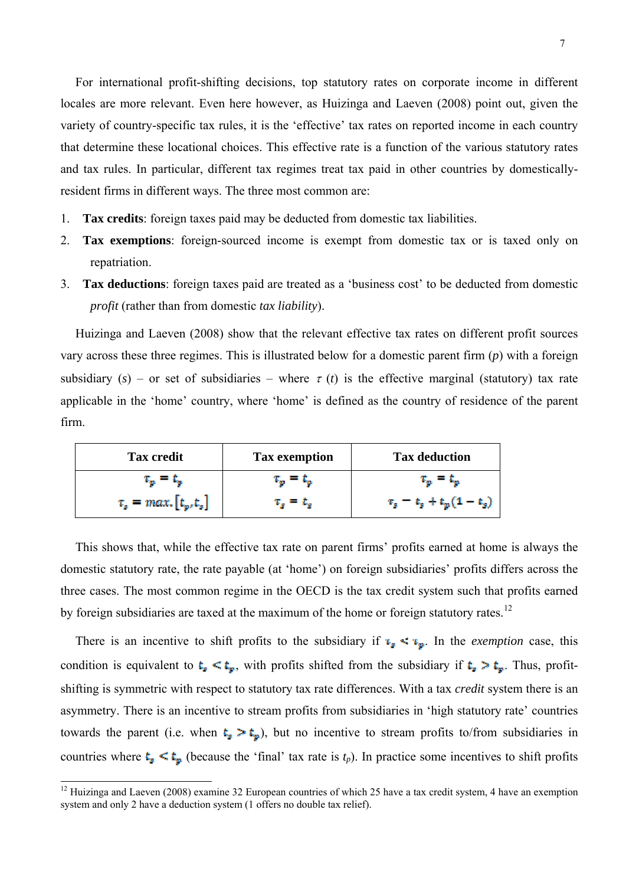For international profit-shifting decisions, top statutory rates on corporate income in different locales are more relevant. Even here however, as Huizinga and Laeven (2008) point out, given the variety of country-specific tax rules, it is the 'effective' tax rates on reported income in each country that determine these locational choices. This effective rate is a function of the various statutory rates and tax rules. In particular, different tax regimes treat tax paid in other countries by domestically-resident firms in different ways. The three most common are:

1. **Tax credits**: foreign taxes paid may be deducted from domestic tax liabilities.
2. **Tax exemptions**: foreign-sourced income is exempt from domestic tax or is taxed only on repatriation.
3. **Tax deductions**: foreign taxes paid are treated as a 'business cost' to be deducted from domestic *profit* (rather than from domestic *tax liability*).

Huizinga and Laeven (2008) show that the relevant effective tax rates on different profit sources vary across these three regimes. This is illustrated below for a domestic parent firm (*p*) with a foreign subsidiary (*s*) – or set of subsidiaries – where $\tau$ (*t*) is the effective marginal (statutory) tax rate applicable in the 'home' country, where 'home' is defined as the country of residence of the parent firm.

| Tax credit | Tax exemption | Tax deduction |
|---|---|---|
| $\tau_p = t_p$ <br> $\tau_s = max.[t_p, t_s]$ | $\tau_p = t_p$ <br> $\tau_s = t_s$ | $\tau_p = t_p$ <br> $\tau_s - t_s + t_p(1 - t_s)$ |

This shows that, while the effective tax rate on parent firms' profits earned at home is always the domestic statutory rate, the rate payable (at 'home') on foreign subsidiaries' profits differs across the three cases. The most common regime in the OECD is the tax credit system such that profits earned by foreign subsidiaries are taxed at the maximum of the home or foreign statutory rates.[12]

There is an incentive to shift profits to the subsidiary if $\tau_s < \tau_p$. In the *exemption* case, this condition is equivalent to $t_s < t_p$, with profits shifted from the subsidiary if $t_s > t_p$. Thus, profit-shifting is symmetric with respect to statutory tax rate differences. With a tax *credit* system there is an asymmetry. There is an incentive to stream profits from subsidiaries in 'high statutory rate' countries towards the parent (i.e. when $t_s > t_p$), but no incentive to stream profits to/from subsidiaries in countries where $t_s < t_p$ (because the 'final' tax rate is $t_p$). In practice some incentives to shift profits

[12] Huizinga and Laeven (2008) examine 32 European countries of which 25 have a tax credit system, 4 have an exemption system and only 2 have a deduction system (1 offers no double tax relief).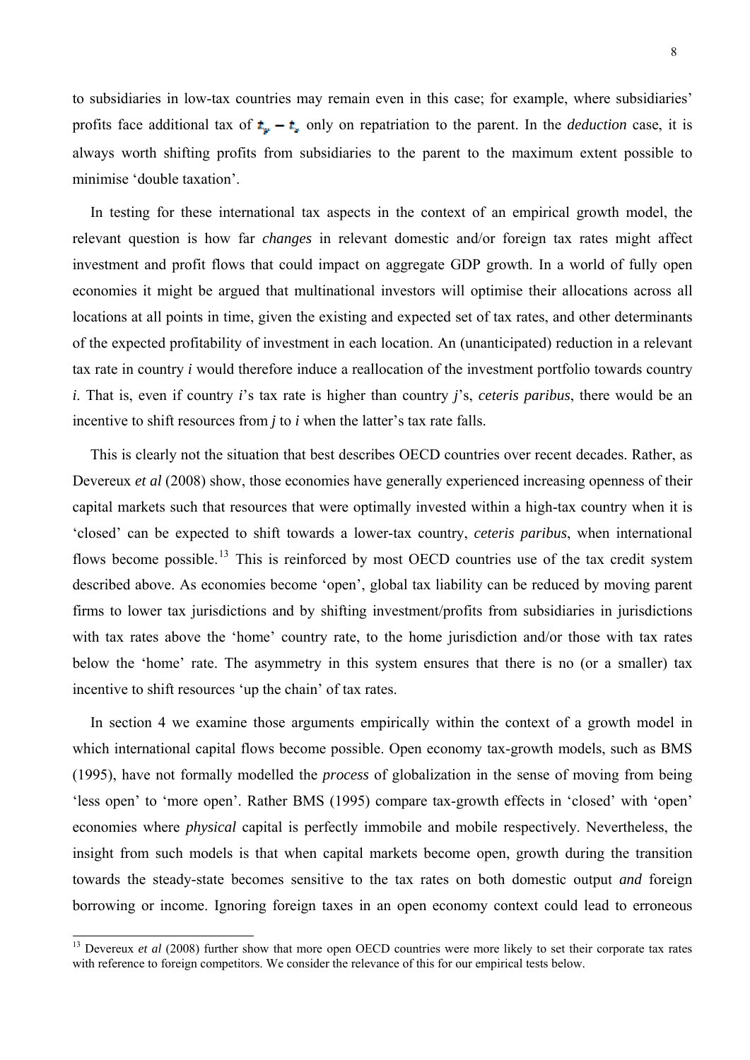to subsidiaries in low-tax countries may remain even in this case; for example, where subsidiaries' profits face additional tax of $t_p - t_s$ only on repatriation to the parent. In the *deduction* case, it is always worth shifting profits from subsidiaries to the parent to the maximum extent possible to minimise 'double taxation'.

In testing for these international tax aspects in the context of an empirical growth model, the relevant question is how far *changes* in relevant domestic and/or foreign tax rates might affect investment and profit flows that could impact on aggregate GDP growth. In a world of fully open economies it might be argued that multinational investors will optimise their allocations across all locations at all points in time, given the existing and expected set of tax rates, and other determinants of the expected profitability of investment in each location. An (unanticipated) reduction in a relevant tax rate in country *i* would therefore induce a reallocation of the investment portfolio towards country *i*. That is, even if country *i*'s tax rate is higher than country *j*'s, *ceteris paribus*, there would be an incentive to shift resources from *j* to *i* when the latter's tax rate falls.

This is clearly not the situation that best describes OECD countries over recent decades. Rather, as Devereux *et al* (2008) show, those economies have generally experienced increasing openness of their capital markets such that resources that were optimally invested within a high-tax country when it is 'closed' can be expected to shift towards a lower-tax country, *ceteris paribus*, when international flows become possible.[13] This is reinforced by most OECD countries use of the tax credit system described above. As economies become 'open', global tax liability can be reduced by moving parent firms to lower tax jurisdictions and by shifting investment/profits from subsidiaries in jurisdictions with tax rates above the 'home' country rate, to the home jurisdiction and/or those with tax rates below the 'home' rate. The asymmetry in this system ensures that there is no (or a smaller) tax incentive to shift resources 'up the chain' of tax rates.

In section 4 we examine those arguments empirically within the context of a growth model in which international capital flows become possible. Open economy tax-growth models, such as BMS (1995), have not formally modelled the *process* of globalization in the sense of moving from being 'less open' to 'more open'. Rather BMS (1995) compare tax-growth effects in 'closed' with 'open' economies where *physical* capital is perfectly immobile and mobile respectively. Nevertheless, the insight from such models is that when capital markets become open, growth during the transition towards the steady-state becomes sensitive to the tax rates on both domestic output *and* foreign borrowing or income. Ignoring foreign taxes in an open economy context could lead to erroneous

[13] Devereux *et al* (2008) further show that more open OECD countries were more likely to set their corporate tax rates with reference to foreign competitors. We consider the relevance of this for our empirical tests below.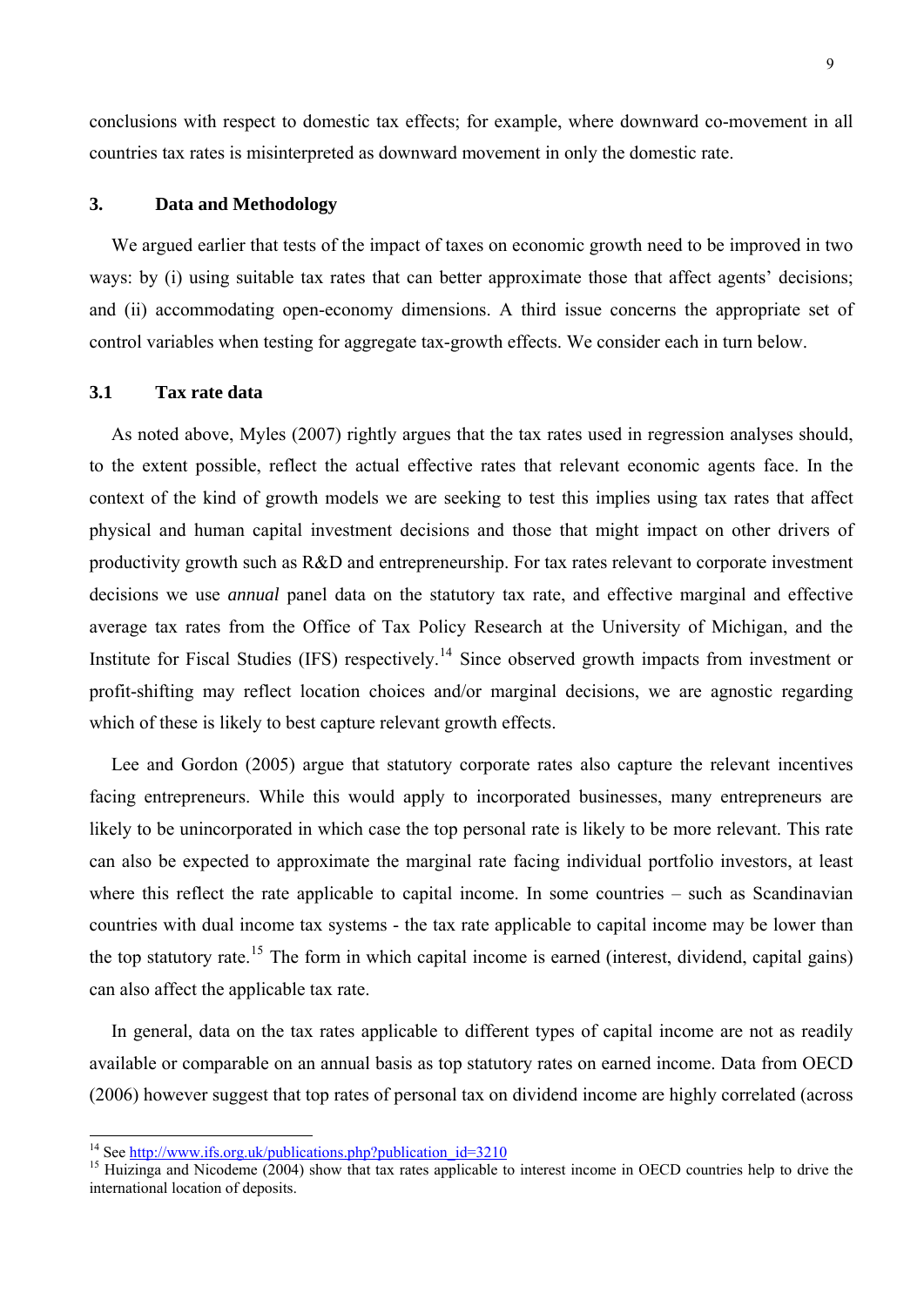conclusions with respect to domestic tax effects; for example, where downward co-movement in all countries tax rates is misinterpreted as downward movement in only the domestic rate.

## 3. Data and Methodology

We argued earlier that tests of the impact of taxes on economic growth need to be improved in two ways: by (i) using suitable tax rates that can better approximate those that affect agents' decisions; and (ii) accommodating open-economy dimensions. A third issue concerns the appropriate set of control variables when testing for aggregate tax-growth effects. We consider each in turn below.

### 3.1 Tax rate data

As noted above, Myles (2007) rightly argues that the tax rates used in regression analyses should, to the extent possible, reflect the actual effective rates that relevant economic agents face. In the context of the kind of growth models we are seeking to test this implies using tax rates that affect physical and human capital investment decisions and those that might impact on other drivers of productivity growth such as R&D and entrepreneurship. For tax rates relevant to corporate investment decisions we use *annual* panel data on the statutory tax rate, and effective marginal and effective average tax rates from the Office of Tax Policy Research at the University of Michigan, and the Institute for Fiscal Studies (IFS) respectively.[14] Since observed growth impacts from investment or profit-shifting may reflect location choices and/or marginal decisions, we are agnostic regarding which of these is likely to best capture relevant growth effects.

Lee and Gordon (2005) argue that statutory corporate rates also capture the relevant incentives facing entrepreneurs. While this would apply to incorporated businesses, many entrepreneurs are likely to be unincorporated in which case the top personal rate is likely to be more relevant. This rate can also be expected to approximate the marginal rate facing individual portfolio investors, at least where this reflect the rate applicable to capital income. In some countries – such as Scandinavian countries with dual income tax systems - the tax rate applicable to capital income may be lower than the top statutory rate.[15] The form in which capital income is earned (interest, dividend, capital gains) can also affect the applicable tax rate.

In general, data on the tax rates applicable to different types of capital income are not as readily available or comparable on an annual basis as top statutory rates on earned income. Data from OECD (2006) however suggest that top rates of personal tax on dividend income are highly correlated (across

---

[14] See http://www.ifs.org.uk/publications.php?publication_id=3210

[15] Huizinga and Nicodeme (2004) show that tax rates applicable to interest income in OECD countries help to drive the international location of deposits.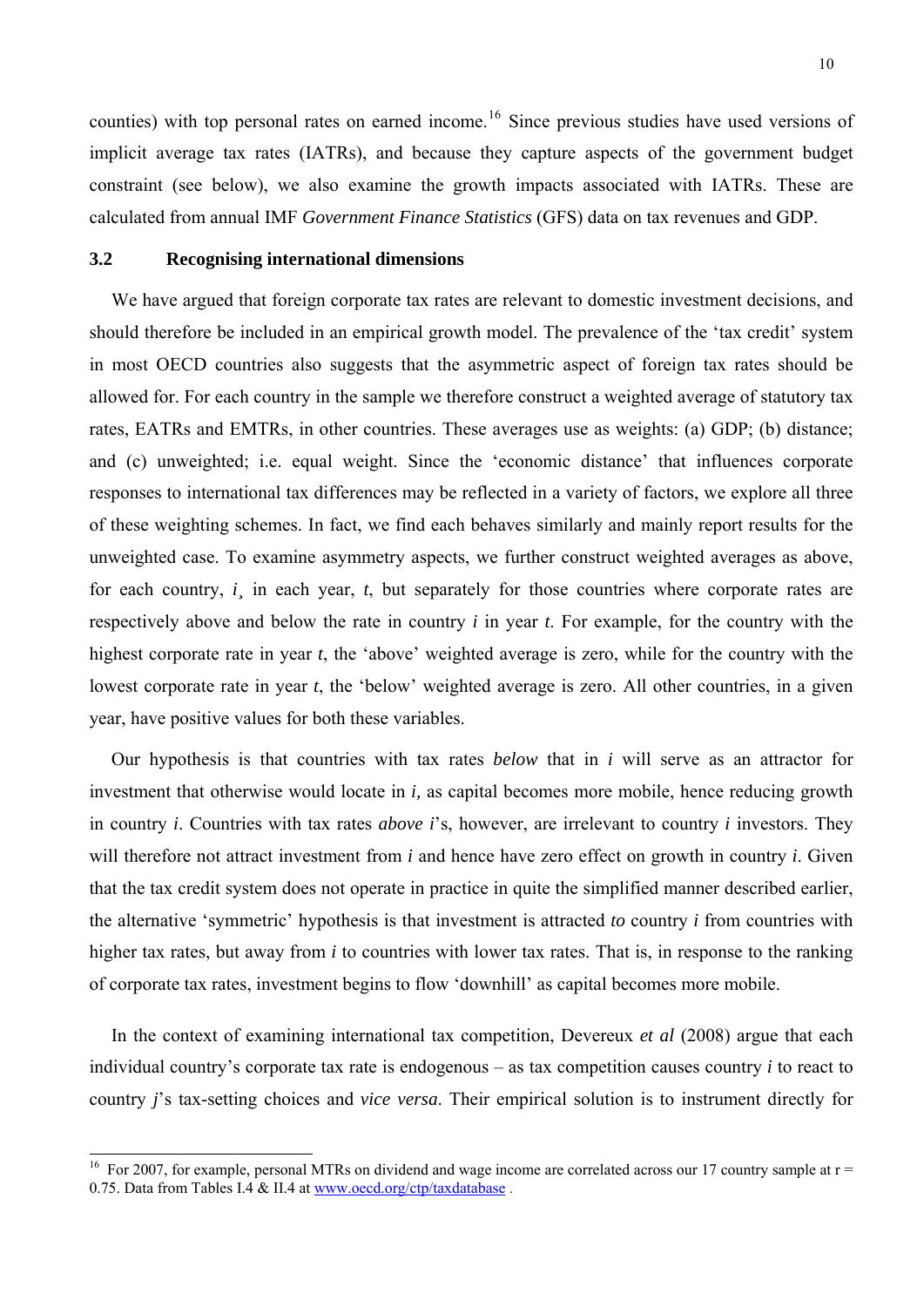counties) with top personal rates on earned income.[16] Since previous studies have used versions of implicit average tax rates (IATRs), and because they capture aspects of the government budget constraint (see below), we also examine the growth impacts associated with IATRs. These are calculated from annual IMF *Government Finance Statistics* (GFS) data on tax revenues and GDP.

### 3.2 Recognising international dimensions

We have argued that foreign corporate tax rates are relevant to domestic investment decisions, and should therefore be included in an empirical growth model. The prevalence of the 'tax credit' system in most OECD countries also suggests that the asymmetric aspect of foreign tax rates should be allowed for. For each country in the sample we therefore construct a weighted average of statutory tax rates, EATRs and EMTRs, in other countries. These averages use as weights: (a) GDP; (b) distance; and (c) unweighted; i.e. equal weight. Since the 'economic distance' that influences corporate responses to international tax differences may be reflected in a variety of factors, we explore all three of these weighting schemes. In fact, we find each behaves similarly and mainly report results for the unweighted case. To examine asymmetry aspects, we further construct weighted averages as above, for each country, *i*¸ in each year, *t*, but separately for those countries where corporate rates are respectively above and below the rate in country *i* in year *t*. For example, for the country with the highest corporate rate in year *t*, the 'above' weighted average is zero, while for the country with the lowest corporate rate in year *t*, the 'below' weighted average is zero. All other countries, in a given year, have positive values for both these variables.

Our hypothesis is that countries with tax rates *below* that in *i* will serve as an attractor for investment that otherwise would locate in *i,* as capital becomes more mobile, hence reducing growth in country *i*. Countries with tax rates *above i*'s, however, are irrelevant to country *i* investors. They will therefore not attract investment from *i* and hence have zero effect on growth in country *i*. Given that the tax credit system does not operate in practice in quite the simplified manner described earlier, the alternative 'symmetric' hypothesis is that investment is attracted *to* country *i* from countries with higher tax rates, but away from *i* to countries with lower tax rates. That is, in response to the ranking of corporate tax rates, investment begins to flow 'downhill' as capital becomes more mobile.

In the context of examining international tax competition, Devereux *et al* (2008) argue that each individual country's corporate tax rate is endogenous – as tax competition causes country *i* to react to country *j*'s tax-setting choices and *vice versa.* Their empirical solution is to instrument directly for

---

[16] For 2007, for example, personal MTRs on dividend and wage income are correlated across our 17 country sample at r = 0.75. Data from Tables I.4 & II.4 at www.oecd.org/ctp/taxdatabase .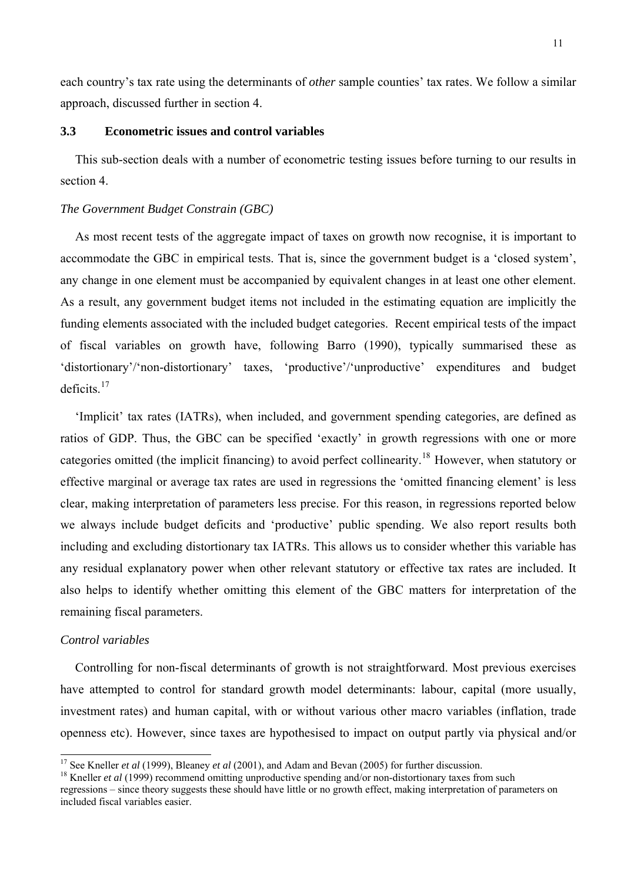each country's tax rate using the determinants of *other* sample counties' tax rates. We follow a similar approach, discussed further in section 4.

### 3.3 Econometric issues and control variables

This sub-section deals with a number of econometric testing issues before turning to our results in section 4.

*The Government Budget Constrain (GBC)*

As most recent tests of the aggregate impact of taxes on growth now recognise, it is important to accommodate the GBC in empirical tests. That is, since the government budget is a 'closed system', any change in one element must be accompanied by equivalent changes in at least one other element. As a result, any government budget items not included in the estimating equation are implicitly the funding elements associated with the included budget categories. Recent empirical tests of the impact of fiscal variables on growth have, following Barro (1990), typically summarised these as 'distortionary'/'non-distortionary' taxes, 'productive'/'unproductive' expenditures and budget deficits.[17]

'Implicit' tax rates (IATRs), when included, and government spending categories, are defined as ratios of GDP. Thus, the GBC can be specified 'exactly' in growth regressions with one or more categories omitted (the implicit financing) to avoid perfect collinearity.[18] However, when statutory or effective marginal or average tax rates are used in regressions the 'omitted financing element' is less clear, making interpretation of parameters less precise. For this reason, in regressions reported below we always include budget deficits and 'productive' public spending. We also report results both including and excluding distortionary tax IATRs. This allows us to consider whether this variable has any residual explanatory power when other relevant statutory or effective tax rates are included. It also helps to identify whether omitting this element of the GBC matters for interpretation of the remaining fiscal parameters.

*Control variables*

Controlling for non-fiscal determinants of growth is not straightforward. Most previous exercises have attempted to control for standard growth model determinants: labour, capital (more usually, investment rates) and human capital, with or without various other macro variables (inflation, trade openness etc). However, since taxes are hypothesised to impact on output partly via physical and/or

[17] See Kneller *et al* (1999), Bleaney *et al* (2001), and Adam and Bevan (2005) for further discussion.

[18] Kneller *et al* (1999) recommend omitting unproductive spending and/or non-distortionary taxes from such regressions – since theory suggests these should have little or no growth effect, making interpretation of parameters on included fiscal variables easier.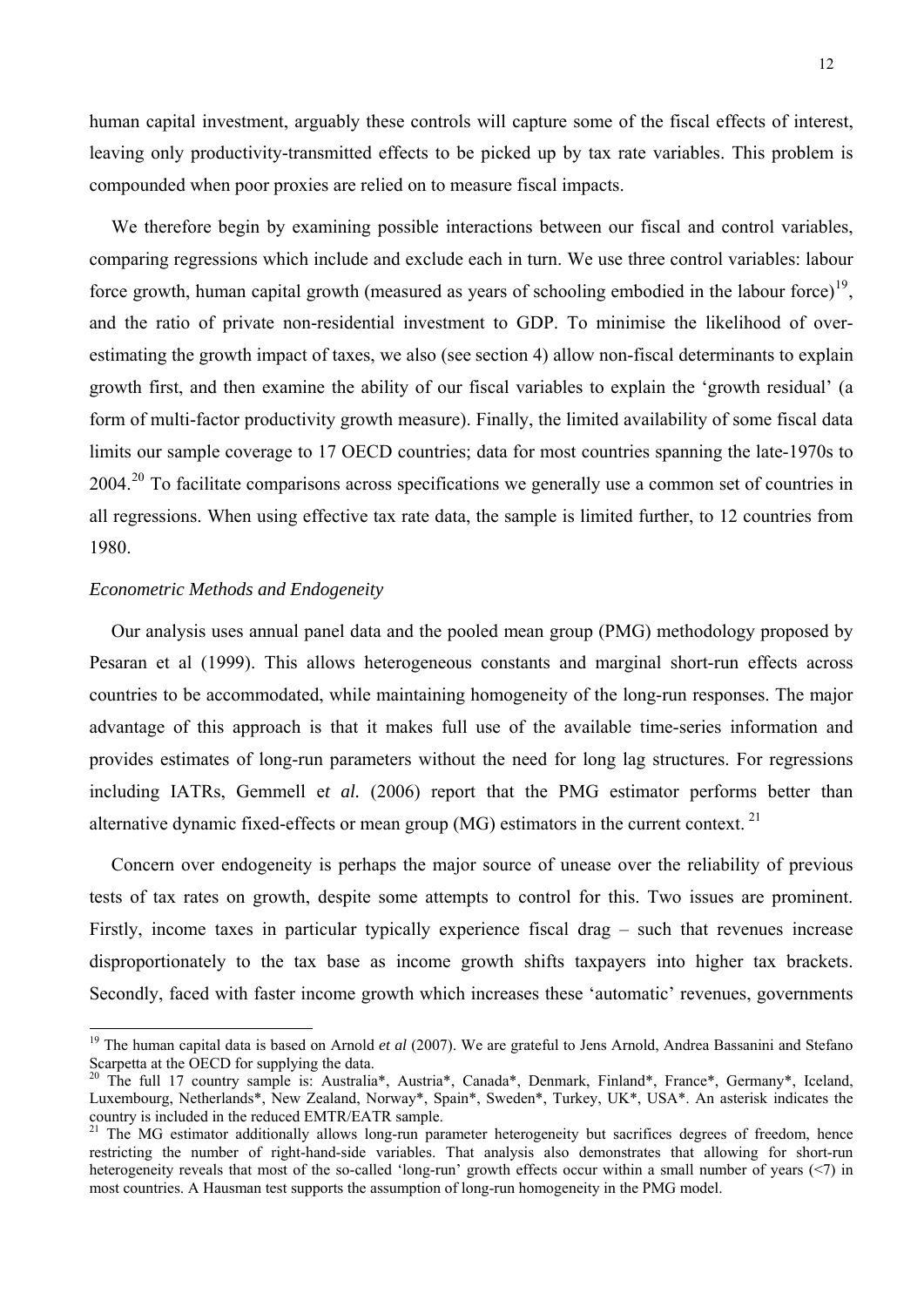human capital investment, arguably these controls will capture some of the fiscal effects of interest, leaving only productivity-transmitted effects to be picked up by tax rate variables. This problem is compounded when poor proxies are relied on to measure fiscal impacts.

We therefore begin by examining possible interactions between our fiscal and control variables, comparing regressions which include and exclude each in turn. We use three control variables: labour force growth, human capital growth (measured as years of schooling embodied in the labour force)[19], and the ratio of private non-residential investment to GDP. To minimise the likelihood of over-estimating the growth impact of taxes, we also (see section 4) allow non-fiscal determinants to explain growth first, and then examine the ability of our fiscal variables to explain the 'growth residual' (a form of multi-factor productivity growth measure). Finally, the limited availability of some fiscal data limits our sample coverage to 17 OECD countries; data for most countries spanning the late-1970s to 2004.[20] To facilitate comparisons across specifications we generally use a common set of countries in all regressions. When using effective tax rate data, the sample is limited further, to 12 countries from 1980.

*Econometric Methods and Endogeneity*

Our analysis uses annual panel data and the pooled mean group (PMG) methodology proposed by Pesaran et al (1999). This allows heterogeneous constants and marginal short-run effects across countries to be accommodated, while maintaining homogeneity of the long-run responses. The major advantage of this approach is that it makes full use of the available time-series information and provides estimates of long-run parameters without the need for long lag structures. For regressions including IATRs, Gemmell e*t al.* (2006) report that the PMG estimator performs better than alternative dynamic fixed-effects or mean group (MG) estimators in the current context. [21]

Concern over endogeneity is perhaps the major source of unease over the reliability of previous tests of tax rates on growth, despite some attempts to control for this. Two issues are prominent. Firstly, income taxes in particular typically experience fiscal drag – such that revenues increase disproportionately to the tax base as income growth shifts taxpayers into higher tax brackets. Secondly, faced with faster income growth which increases these 'automatic' revenues, governments

---

[19] The human capital data is based on Arnold *et al* (2007). We are grateful to Jens Arnold, Andrea Bassanini and Stefano Scarpetta at the OECD for supplying the data.

[20] The full 17 country sample is: Australia*, Austria*, Canada*, Denmark, Finland*, France*, Germany*, Iceland, Luxembourg, Netherlands*, New Zealand, Norway*, Spain*, Sweden*, Turkey, UK*, USA*. An asterisk indicates the country is included in the reduced EMTR/EATR sample.

[21] The MG estimator additionally allows long-run parameter heterogeneity but sacrifices degrees of freedom, hence restricting the number of right-hand-side variables. That analysis also demonstrates that allowing for short-run heterogeneity reveals that most of the so-called 'long-run' growth effects occur within a small number of years (<7) in most countries. A Hausman test supports the assumption of long-run homogeneity in the PMG model.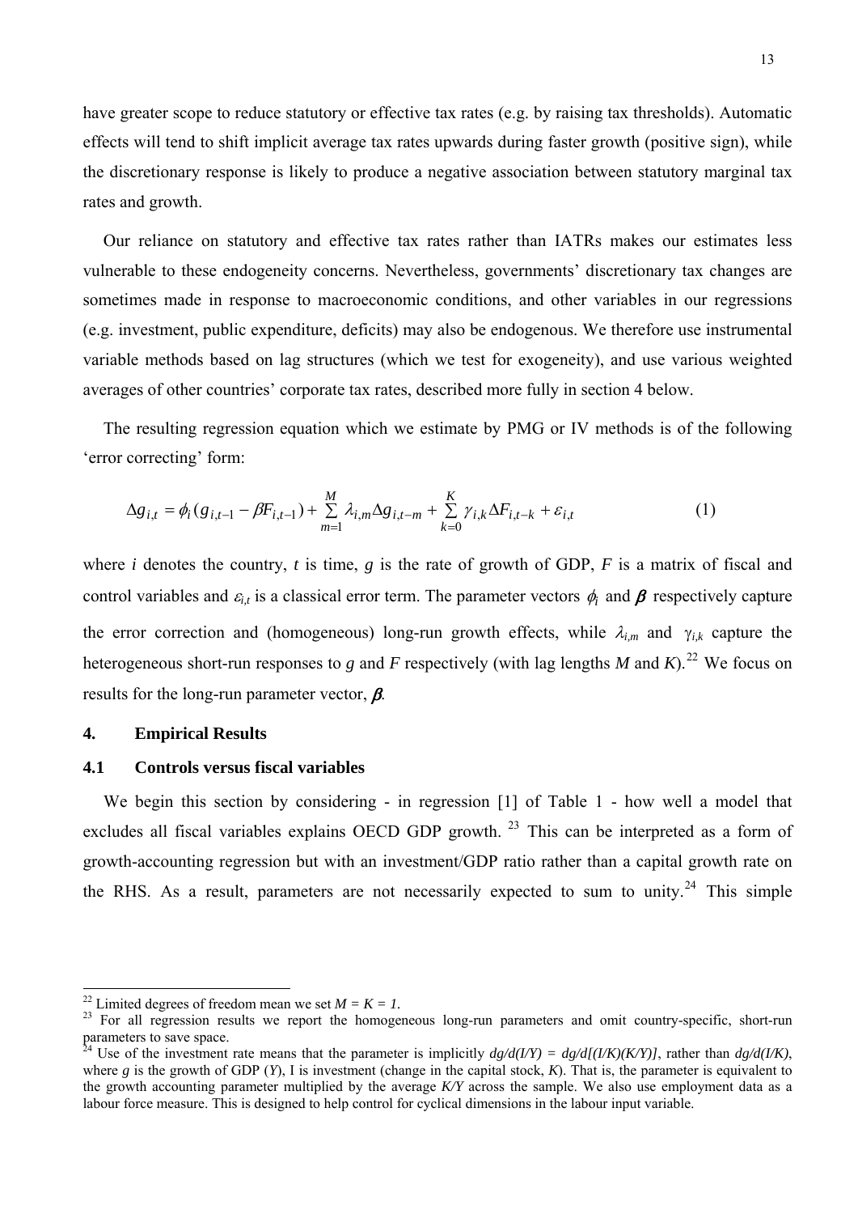have greater scope to reduce statutory or effective tax rates (e.g. by raising tax thresholds). Automatic effects will tend to shift implicit average tax rates upwards during faster growth (positive sign), while the discretionary response is likely to produce a negative association between statutory marginal tax rates and growth.

Our reliance on statutory and effective tax rates rather than IATRs makes our estimates less vulnerable to these endogeneity concerns. Nevertheless, governments' discretionary tax changes are sometimes made in response to macroeconomic conditions, and other variables in our regressions (e.g. investment, public expenditure, deficits) may also be endogenous. We therefore use instrumental variable methods based on lag structures (which we test for exogeneity), and use various weighted averages of other countries' corporate tax rates, described more fully in section 4 below.

The resulting regression equation which we estimate by PMG or IV methods is of the following 'error correcting' form:

$$\Delta g_{i,t} = \phi_i (g_{i,t-1} - \beta F_{i,t-1}) + \sum_{m=1}^{M} \lambda_{i,m} \Delta g_{i,t-m} + \sum_{k=0}^{K} \gamma_{i,k} \Delta F_{i,t-k} + \varepsilon_{i,t} \quad (1)$$

where $i$ denotes the country, $t$ is time, $g$ is the rate of growth of GDP, $F$ is a matrix of fiscal and control variables and $\varepsilon_{i,t}$ is a classical error term. The parameter vectors $\phi_i$ and $\boldsymbol{\beta}$ respectively capture the error correction and (homogeneous) long-run growth effects, while $\lambda_{i,m}$ and $\gamma_{i,k}$ capture the heterogeneous short-run responses to $g$ and $F$ respectively (with lag lengths $M$ and $K$).[22] We focus on results for the long-run parameter vector, $\boldsymbol{\beta}$.

## 4. Empirical Results

### 4.1 Controls versus fiscal variables

We begin this section by considering - in regression [1] of Table 1 - how well a model that excludes all fiscal variables explains OECD GDP growth.[23] This can be interpreted as a form of growth-accounting regression but with an investment/GDP ratio rather than a capital growth rate on the RHS. As a result, parameters are not necessarily expected to sum to unity.[24] This simple

---

[22] Limited degrees of freedom mean we set $M = K = 1$.

[23] For all regression results we report the homogeneous long-run parameters and omit country-specific, short-run parameters to save space.

[24] Use of the investment rate means that the parameter is implicitly $dg/d(I/Y) = dg/d[(I/K)(K/Y)]$, rather than $dg/d(I/K)$, where $g$ is the growth of GDP ($Y$), I is investment (change in the capital stock, $K$). That is, the parameter is equivalent to the growth accounting parameter multiplied by the average $K/Y$ across the sample. We also use employment data as a labour force measure. This is designed to help control for cyclical dimensions in the labour input variable.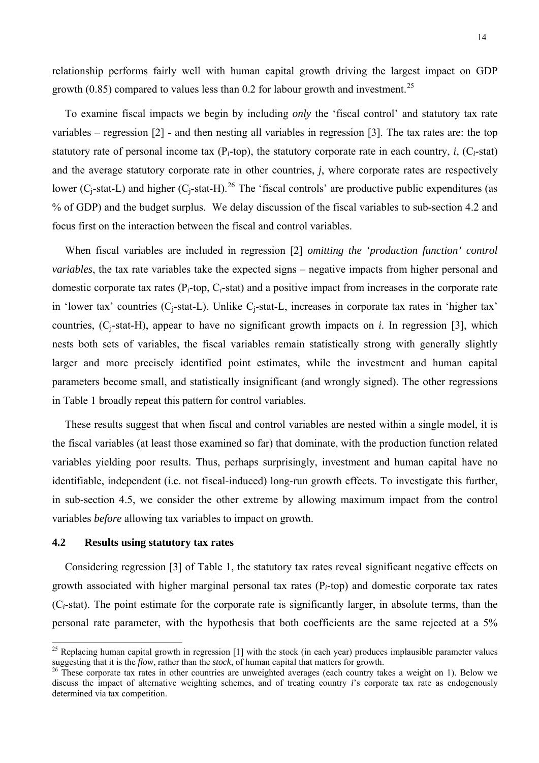relationship performs fairly well with human capital growth driving the largest impact on GDP growth (0.85) compared to values less than 0.2 for labour growth and investment.[25]

To examine fiscal impacts we begin by including *only* the 'fiscal control' and statutory tax rate variables – regression [2] - and then nesting all variables in regression [3]. The tax rates are: the top statutory rate of personal income tax ($P_i$-top), the statutory corporate rate in each country, *i*, ($C_i$-stat) and the average statutory corporate rate in other countries, *j*, where corporate rates are respectively lower ($C_j$-stat-L) and higher ($C_j$-stat-H).[26] The 'fiscal controls' are productive public expenditures (as % of GDP) and the budget surplus. We delay discussion of the fiscal variables to sub-section 4.2 and focus first on the interaction between the fiscal and control variables.

When fiscal variables are included in regression [2] *omitting the 'production function' control variables*, the tax rate variables take the expected signs – negative impacts from higher personal and domestic corporate tax rates ($P_i$-top, $C_i$-stat) and a positive impact from increases in the corporate rate in 'lower tax' countries ($C_j$-stat-L). Unlike $C_j$-stat-L, increases in corporate tax rates in 'higher tax' countries, ($C_j$-stat-H), appear to have no significant growth impacts on *i.* In regression [3], which nests both sets of variables, the fiscal variables remain statistically strong with generally slightly larger and more precisely identified point estimates, while the investment and human capital parameters become small, and statistically insignificant (and wrongly signed). The other regressions in Table 1 broadly repeat this pattern for control variables.

These results suggest that when fiscal and control variables are nested within a single model, it is the fiscal variables (at least those examined so far) that dominate, with the production function related variables yielding poor results. Thus, perhaps surprisingly, investment and human capital have no identifiable, independent (i.e. not fiscal-induced) long-run growth effects. To investigate this further, in sub-section 4.5, we consider the other extreme by allowing maximum impact from the control variables *before* allowing tax variables to impact on growth.

### 4.2 Results using statutory tax rates

Considering regression [3] of Table 1, the statutory tax rates reveal significant negative effects on growth associated with higher marginal personal tax rates ($P_i$-top) and domestic corporate tax rates ($C_i$-stat). The point estimate for the corporate rate is significantly larger, in absolute terms, than the personal rate parameter, with the hypothesis that both coefficients are the same rejected at a 5%

---

[25] Replacing human capital growth in regression [1] with the stock (in each year) produces implausible parameter values suggesting that it is the *flow*, rather than the *stock*, of human capital that matters for growth.

[26] These corporate tax rates in other countries are unweighted averages (each country takes a weight on 1). Below we discuss the impact of alternative weighting schemes, and of treating country *i*'s corporate tax rate as endogenously determined via tax competition.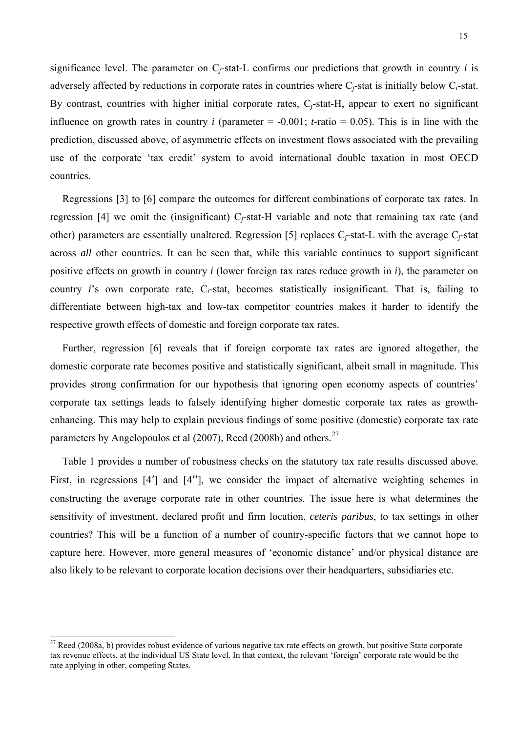significance level. The parameter on $C_j$-stat-L confirms our predictions that growth in country *i* is adversely affected by reductions in corporate rates in countries where $C_j$-stat is initially below $C_i$-stat. By contrast, countries with higher initial corporate rates, $C_j$-stat-H, appear to exert no significant influence on growth rates in country *i* (parameter = -0.001; *t*-ratio = 0.05). This is in line with the prediction, discussed above, of asymmetric effects on investment flows associated with the prevailing use of the corporate 'tax credit' system to avoid international double taxation in most OECD countries.

Regressions [3] to [6] compare the outcomes for different combinations of corporate tax rates. In regression [4] we omit the (insignificant) $C_j$-stat-H variable and note that remaining tax rate (and other) parameters are essentially unaltered. Regression [5] replaces $C_j$-stat-L with the average $C_j$-stat across *all* other countries. It can be seen that, while this variable continues to support significant positive effects on growth in country *i* (lower foreign tax rates reduce growth in *i*), the parameter on country *i*'s own corporate rate, $C_i$-stat, becomes statistically insignificant. That is, failing to differentiate between high-tax and low-tax competitor countries makes it harder to identify the respective growth effects of domestic and foreign corporate tax rates.

Further, regression [6] reveals that if foreign corporate tax rates are ignored altogether, the domestic corporate rate becomes positive and statistically significant, albeit small in magnitude. This provides strong confirmation for our hypothesis that ignoring open economy aspects of countries' corporate tax settings leads to falsely identifying higher domestic corporate tax rates as growth-enhancing. This may help to explain previous findings of some positive (domestic) corporate tax rate parameters by Angelopoulos et al (2007), Reed (2008b) and others.[27]

Table 1 provides a number of robustness checks on the statutory tax rate results discussed above. First, in regressions [4′] and [4′′], we consider the impact of alternative weighting schemes in constructing the average corporate rate in other countries. The issue here is what determines the sensitivity of investment, declared profit and firm location, *ceteris paribus*, to tax settings in other countries? This will be a function of a number of country-specific factors that we cannot hope to capture here. However, more general measures of 'economic distance' and/or physical distance are also likely to be relevant to corporate location decisions over their headquarters, subsidiaries etc.

[27] Reed (2008a, b) provides robust evidence of various negative tax rate effects on growth, but positive State corporate tax revenue effects, at the individual US State level. In that context, the relevant 'foreign' corporate rate would be the rate applying in other, competing States.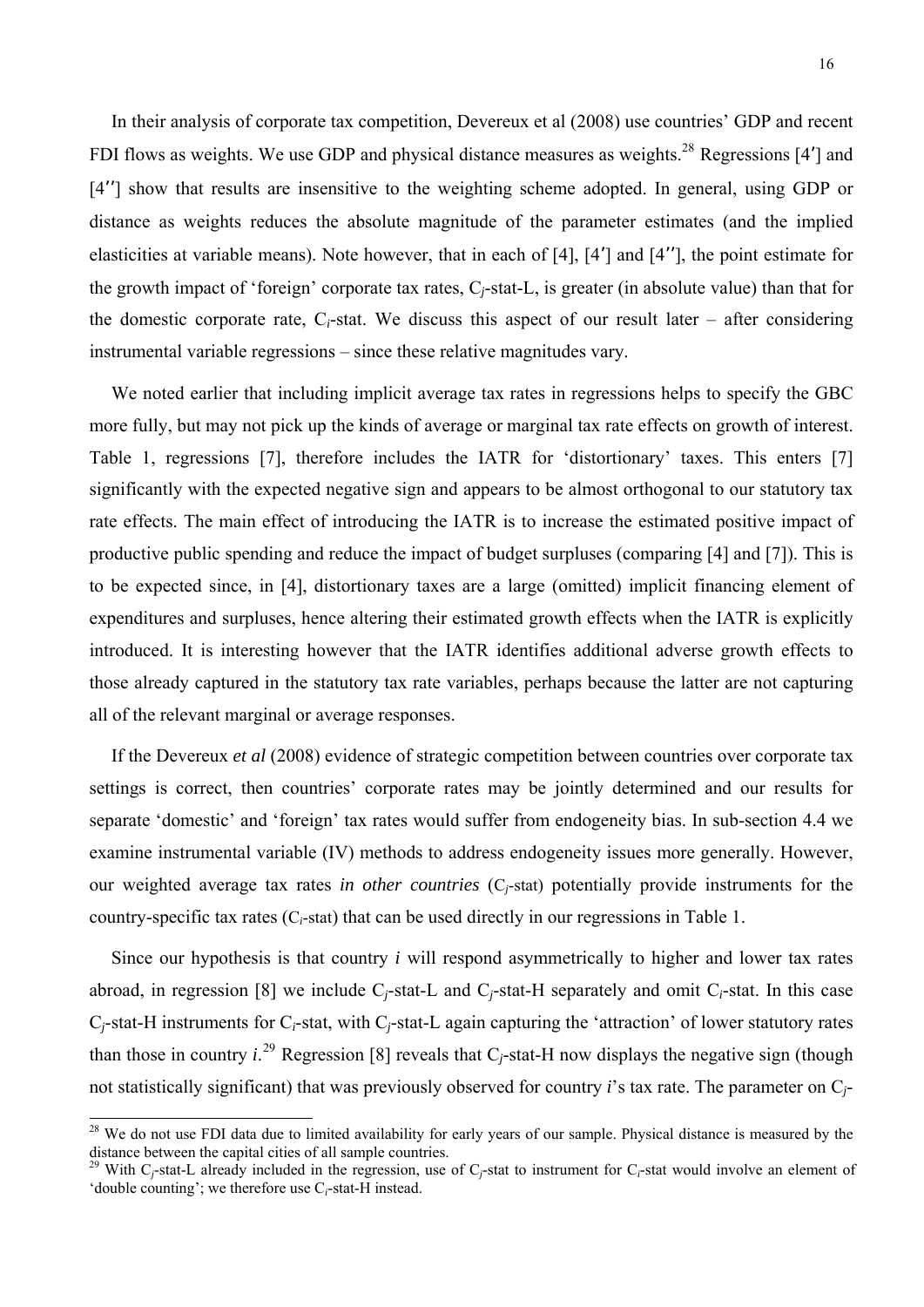In their analysis of corporate tax competition, Devereux et al (2008) use countries' GDP and recent FDI flows as weights. We use GDP and physical distance measures as weights.[28] Regressions [4′] and [4′′] show that results are insensitive to the weighting scheme adopted. In general, using GDP or distance as weights reduces the absolute magnitude of the parameter estimates (and the implied elasticities at variable means). Note however, that in each of [4], [4′] and [4′′], the point estimate for the growth impact of 'foreign' corporate tax rates, $C_j$-stat-L, is greater (in absolute value) than that for the domestic corporate rate, $C_i$-stat. We discuss this aspect of our result later – after considering instrumental variable regressions – since these relative magnitudes vary.

We noted earlier that including implicit average tax rates in regressions helps to specify the GBC more fully, but may not pick up the kinds of average or marginal tax rate effects on growth of interest. Table 1, regressions [7], therefore includes the IATR for 'distortionary' taxes. This enters [7] significantly with the expected negative sign and appears to be almost orthogonal to our statutory tax rate effects. The main effect of introducing the IATR is to increase the estimated positive impact of productive public spending and reduce the impact of budget surpluses (comparing [4] and [7]). This is to be expected since, in [4], distortionary taxes are a large (omitted) implicit financing element of expenditures and surpluses, hence altering their estimated growth effects when the IATR is explicitly introduced. It is interesting however that the IATR identifies additional adverse growth effects to those already captured in the statutory tax rate variables, perhaps because the latter are not capturing all of the relevant marginal or average responses.

If the Devereux *et al* (2008) evidence of strategic competition between countries over corporate tax settings is correct, then countries' corporate rates may be jointly determined and our results for separate 'domestic' and 'foreign' tax rates would suffer from endogeneity bias. In sub-section 4.4 we examine instrumental variable (IV) methods to address endogeneity issues more generally. However, our weighted average tax rates *in other countries* ($C_j$-stat) potentially provide instruments for the country-specific tax rates ($C_i$-stat) that can be used directly in our regressions in Table 1.

Since our hypothesis is that country *i* will respond asymmetrically to higher and lower tax rates abroad, in regression [8] we include $C_j$-stat-L and $C_j$-stat-H separately and omit $C_i$-stat. In this case $C_j$-stat-H instruments for $C_i$-stat, with $C_j$-stat-L again capturing the 'attraction' of lower statutory rates than those in country *i*.[29] Regression [8] reveals that $C_j$-stat-H now displays the negative sign (though not statistically significant) that was previously observed for country *i*'s tax rate. The parameter on $C_j$-

---

[28] We do not use FDI data due to limited availability for early years of our sample. Physical distance is measured by the distance between the capital cities of all sample countries.

[29] With $C_j$-stat-L already included in the regression, use of $C_j$-stat to instrument for $C_i$-stat would involve an element of 'double counting'; we therefore use $C_i$-stat-H instead.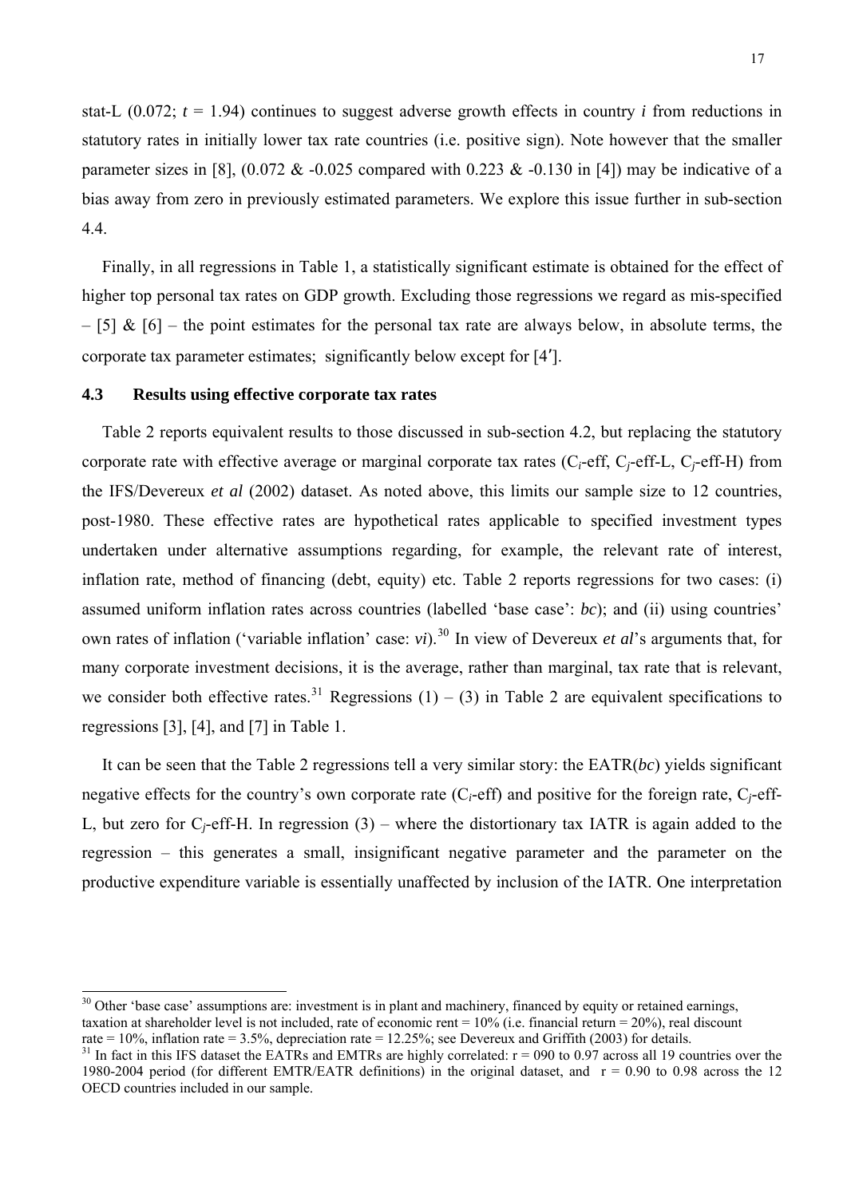stat-L (0.072; $t = 1.94$) continues to suggest adverse growth effects in country *i* from reductions in statutory rates in initially lower tax rate countries (i.e. positive sign). Note however that the smaller parameter sizes in [8], (0.072 & -0.025 compared with 0.223 & -0.130 in [4]) may be indicative of a bias away from zero in previously estimated parameters. We explore this issue further in sub-section 4.4.

Finally, in all regressions in Table 1, a statistically significant estimate is obtained for the effect of higher top personal tax rates on GDP growth. Excluding those regressions we regard as mis-specified – [5] & [6] – the point estimates for the personal tax rate are always below, in absolute terms, the corporate tax parameter estimates; significantly below except for [4′].

### 4.3 Results using effective corporate tax rates

Table 2 reports equivalent results to those discussed in sub-section 4.2, but replacing the statutory corporate rate with effective average or marginal corporate tax rates ($C_i$-eff, $C_j$-eff-L, $C_j$-eff-H) from the IFS/Devereux *et al* (2002) dataset. As noted above, this limits our sample size to 12 countries, post-1980. These effective rates are hypothetical rates applicable to specified investment types undertaken under alternative assumptions regarding, for example, the relevant rate of interest, inflation rate, method of financing (debt, equity) etc. Table 2 reports regressions for two cases: (i) assumed uniform inflation rates across countries (labelled 'base case': *bc*); and (ii) using countries' own rates of inflation ('variable inflation' case: *vi*).[30] In view of Devereux *et al*'s arguments that, for many corporate investment decisions, it is the average, rather than marginal, tax rate that is relevant, we consider both effective rates.[31] Regressions (1) – (3) in Table 2 are equivalent specifications to regressions [3], [4], and [7] in Table 1.

It can be seen that the Table 2 regressions tell a very similar story: the EATR(*bc*) yields significant negative effects for the country's own corporate rate ($C_i$-eff) and positive for the foreign rate, $C_j$-eff-L, but zero for $C_j$-eff-H. In regression (3) – where the distortionary tax IATR is again added to the regression – this generates a small, insignificant negative parameter and the parameter on the productive expenditure variable is essentially unaffected by inclusion of the IATR. One interpretation

---

[30] Other 'base case' assumptions are: investment is in plant and machinery, financed by equity or retained earnings, taxation at shareholder level is not included, rate of economic rent = 10% (i.e. financial return = 20%), real discount rate = 10%, inflation rate = 3.5%, depreciation rate = 12.25%; see Devereux and Griffith (2003) for details.

[31] In fact in this IFS dataset the EATRs and EMTRs are highly correlated: r = 090 to 0.97 across all 19 countries over the 1980-2004 period (for different EMTR/EATR definitions) in the original dataset, and r = 0.90 to 0.98 across the 12 OECD countries included in our sample.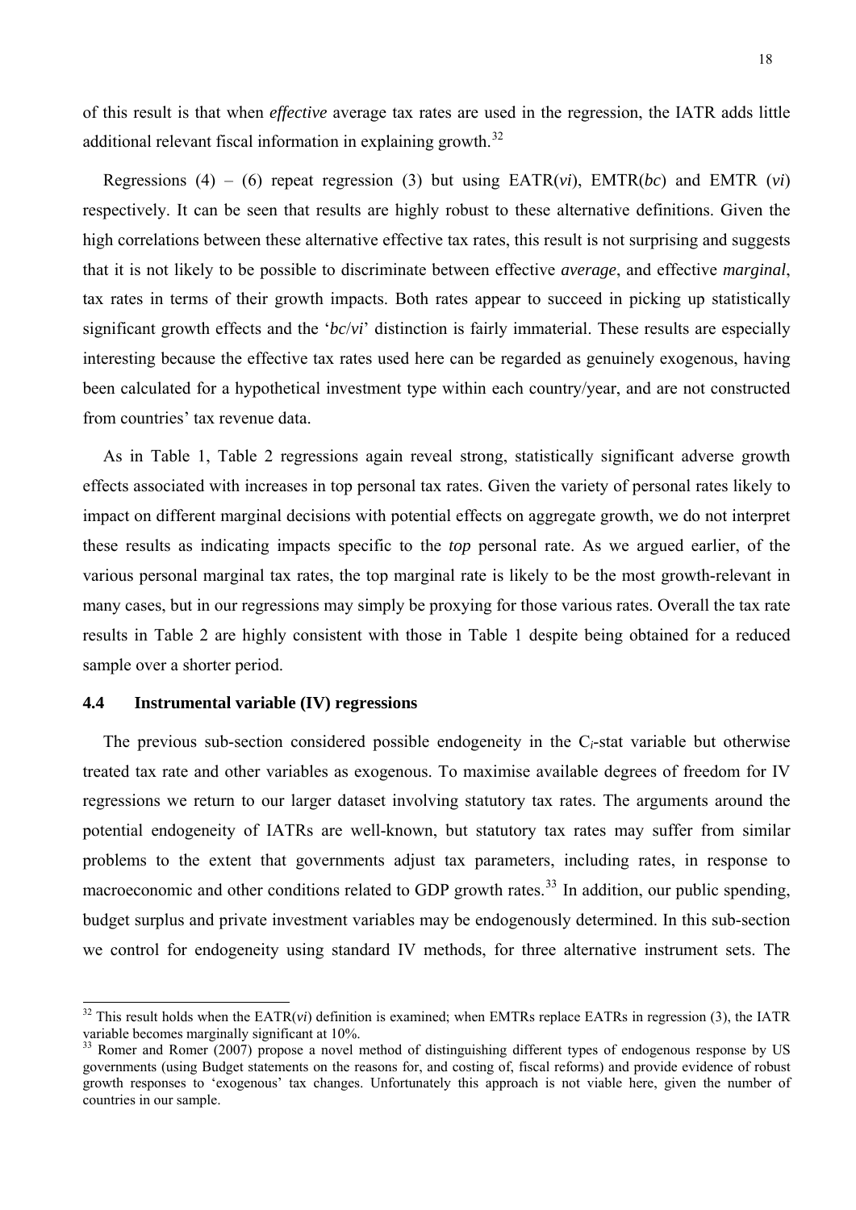of this result is that when *effective* average tax rates are used in the regression, the IATR adds little additional relevant fiscal information in explaining growth.[32]

Regressions (4) – (6) repeat regression (3) but using EATR(*vi*), EMTR(*bc*) and EMTR (*vi*) respectively. It can be seen that results are highly robust to these alternative definitions. Given the high correlations between these alternative effective tax rates, this result is not surprising and suggests that it is not likely to be possible to discriminate between effective *average*, and effective *marginal*, tax rates in terms of their growth impacts. Both rates appear to succeed in picking up statistically significant growth effects and the '*bc*/*vi*' distinction is fairly immaterial. These results are especially interesting because the effective tax rates used here can be regarded as genuinely exogenous, having been calculated for a hypothetical investment type within each country/year, and are not constructed from countries' tax revenue data.

As in Table 1, Table 2 regressions again reveal strong, statistically significant adverse growth effects associated with increases in top personal tax rates. Given the variety of personal rates likely to impact on different marginal decisions with potential effects on aggregate growth, we do not interpret these results as indicating impacts specific to the *top* personal rate. As we argued earlier, of the various personal marginal tax rates, the top marginal rate is likely to be the most growth-relevant in many cases, but in our regressions may simply be proxying for those various rates. Overall the tax rate results in Table 2 are highly consistent with those in Table 1 despite being obtained for a reduced sample over a shorter period.

### 4.4 Instrumental variable (IV) regressions

The previous sub-section considered possible endogeneity in the $C_i$-stat variable but otherwise treated tax rate and other variables as exogenous. To maximise available degrees of freedom for IV regressions we return to our larger dataset involving statutory tax rates. The arguments around the potential endogeneity of IATRs are well-known, but statutory tax rates may suffer from similar problems to the extent that governments adjust tax parameters, including rates, in response to macroeconomic and other conditions related to GDP growth rates.[33] In addition, our public spending, budget surplus and private investment variables may be endogenously determined. In this sub-section we control for endogeneity using standard IV methods, for three alternative instrument sets. The

---

[32] This result holds when the EATR(*vi*) definition is examined; when EMTRs replace EATRs in regression (3), the IATR variable becomes marginally significant at 10%.

[33] Romer and Romer (2007) propose a novel method of distinguishing different types of endogenous response by US governments (using Budget statements on the reasons for, and costing of, fiscal reforms) and provide evidence of robust growth responses to 'exogenous' tax changes. Unfortunately this approach is not viable here, given the number of countries in our sample.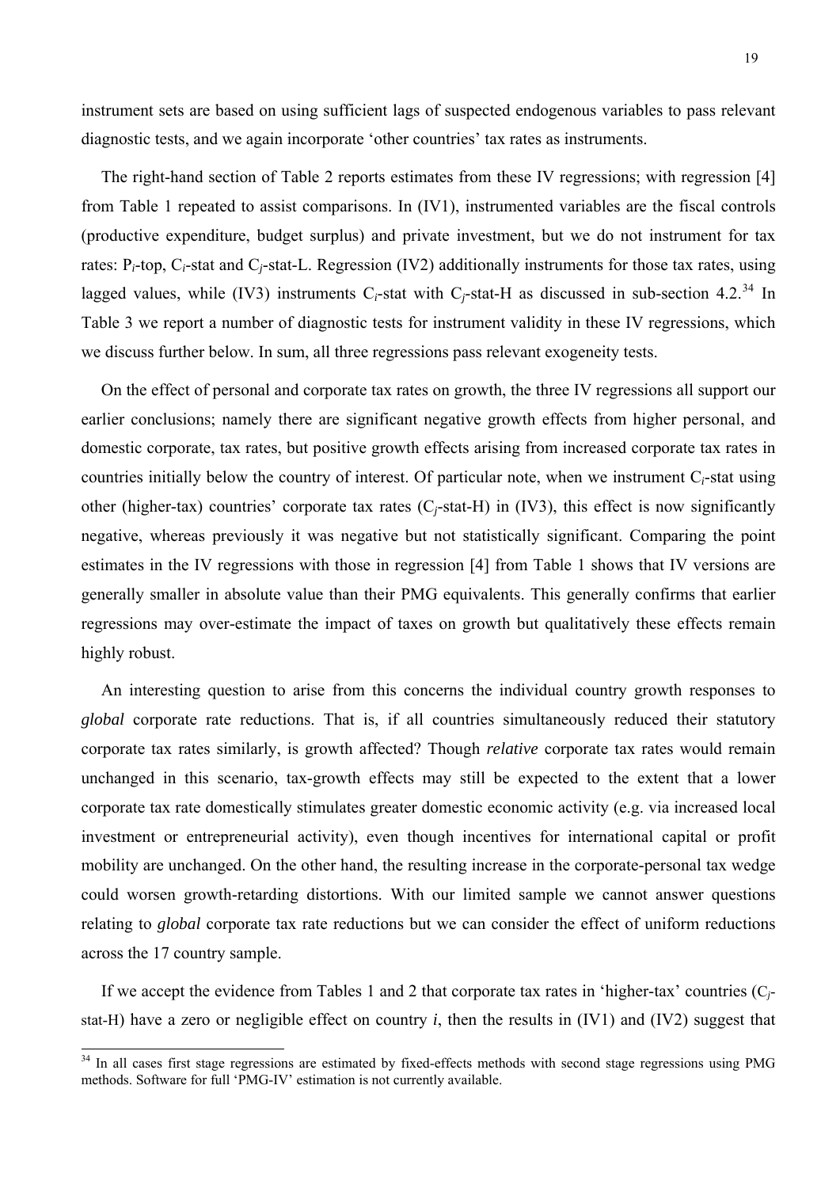instrument sets are based on using sufficient lags of suspected endogenous variables to pass relevant diagnostic tests, and we again incorporate 'other countries' tax rates as instruments.

The right-hand section of Table 2 reports estimates from these IV regressions; with regression [4] from Table 1 repeated to assist comparisons. In (IV1), instrumented variables are the fiscal controls (productive expenditure, budget surplus) and private investment, but we do not instrument for tax rates: $P_i$-top, $C_i$-stat and $C_j$-stat-L. Regression (IV2) additionally instruments for those tax rates, using lagged values, while (IV3) instruments $C_i$-stat with $C_j$-stat-H as discussed in sub-section 4.2.[34] In Table 3 we report a number of diagnostic tests for instrument validity in these IV regressions, which we discuss further below. In sum, all three regressions pass relevant exogeneity tests.

On the effect of personal and corporate tax rates on growth, the three IV regressions all support our earlier conclusions; namely there are significant negative growth effects from higher personal, and domestic corporate, tax rates, but positive growth effects arising from increased corporate tax rates in countries initially below the country of interest. Of particular note, when we instrument $C_i$-stat using other (higher-tax) countries' corporate tax rates ($C_j$-stat-H) in (IV3), this effect is now significantly negative, whereas previously it was negative but not statistically significant. Comparing the point estimates in the IV regressions with those in regression [4] from Table 1 shows that IV versions are generally smaller in absolute value than their PMG equivalents. This generally confirms that earlier regressions may over-estimate the impact of taxes on growth but qualitatively these effects remain highly robust.

An interesting question to arise from this concerns the individual country growth responses to *global* corporate rate reductions. That is, if all countries simultaneously reduced their statutory corporate tax rates similarly, is growth affected? Though *relative* corporate tax rates would remain unchanged in this scenario, tax-growth effects may still be expected to the extent that a lower corporate tax rate domestically stimulates greater domestic economic activity (e.g. via increased local investment or entrepreneurial activity), even though incentives for international capital or profit mobility are unchanged. On the other hand, the resulting increase in the corporate-personal tax wedge could worsen growth-retarding distortions. With our limited sample we cannot answer questions relating to *global* corporate tax rate reductions but we can consider the effect of uniform reductions across the 17 country sample.

If we accept the evidence from Tables 1 and 2 that corporate tax rates in 'higher-tax' countries ($C_j$-stat-H) have a zero or negligible effect on country *i*, then the results in (IV1) and (IV2) suggest that

[34] In all cases first stage regressions are estimated by fixed-effects methods with second stage regressions using PMG methods. Software for full 'PMG-IV' estimation is not currently available.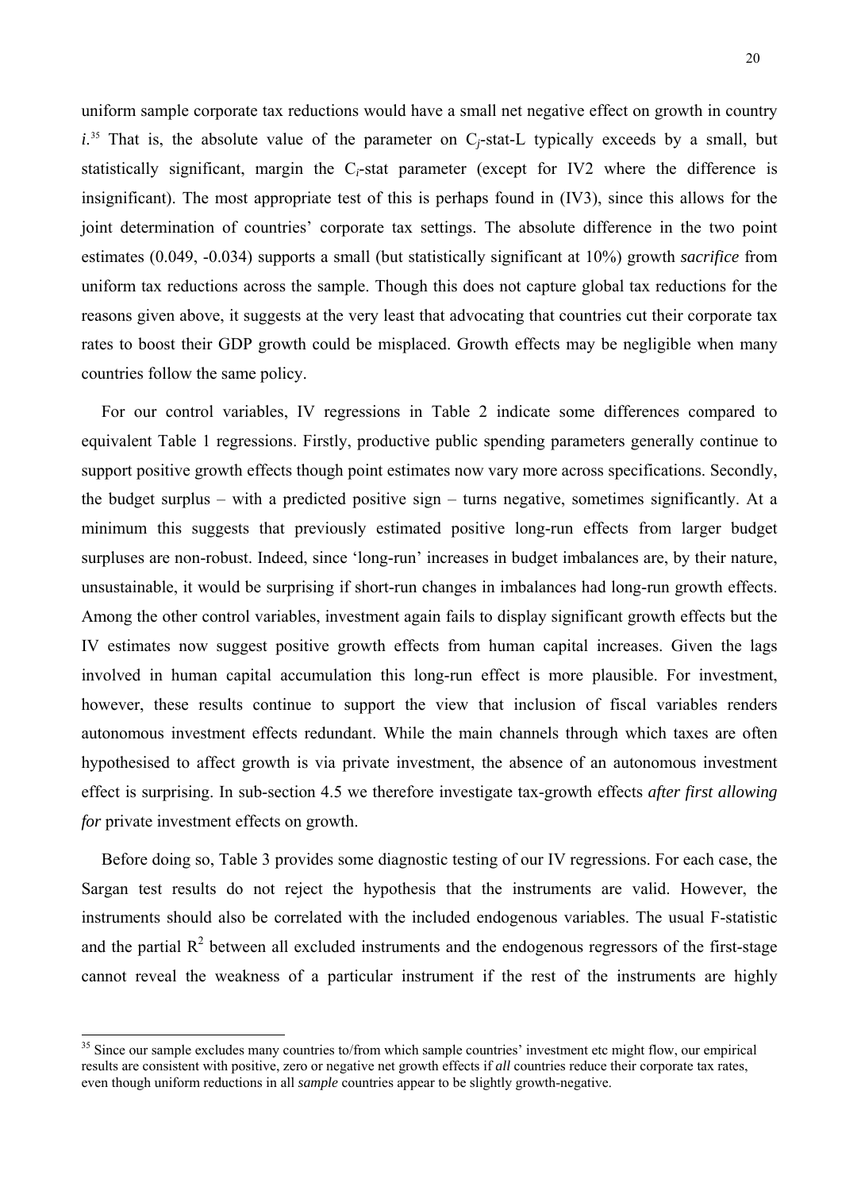uniform sample corporate tax reductions would have a small net negative effect on growth in country *i*.[35] That is, the absolute value of the parameter on $C_j$-stat-L typically exceeds by a small, but statistically significant, margin the $C_i$-stat parameter (except for IV2 where the difference is insignificant). The most appropriate test of this is perhaps found in (IV3), since this allows for the joint determination of countries' corporate tax settings. The absolute difference in the two point estimates (0.049, -0.034) supports a small (but statistically significant at 10%) growth *sacrifice* from uniform tax reductions across the sample. Though this does not capture global tax reductions for the reasons given above, it suggests at the very least that advocating that countries cut their corporate tax rates to boost their GDP growth could be misplaced. Growth effects may be negligible when many countries follow the same policy.

For our control variables, IV regressions in Table 2 indicate some differences compared to equivalent Table 1 regressions. Firstly, productive public spending parameters generally continue to support positive growth effects though point estimates now vary more across specifications. Secondly, the budget surplus – with a predicted positive sign – turns negative, sometimes significantly. At a minimum this suggests that previously estimated positive long-run effects from larger budget surpluses are non-robust. Indeed, since 'long-run' increases in budget imbalances are, by their nature, unsustainable, it would be surprising if short-run changes in imbalances had long-run growth effects. Among the other control variables, investment again fails to display significant growth effects but the IV estimates now suggest positive growth effects from human capital increases. Given the lags involved in human capital accumulation this long-run effect is more plausible. For investment, however, these results continue to support the view that inclusion of fiscal variables renders autonomous investment effects redundant. While the main channels through which taxes are often hypothesised to affect growth is via private investment, the absence of an autonomous investment effect is surprising. In sub-section 4.5 we therefore investigate tax-growth effects *after first allowing for* private investment effects on growth.

Before doing so, Table 3 provides some diagnostic testing of our IV regressions. For each case, the Sargan test results do not reject the hypothesis that the instruments are valid. However, the instruments should also be correlated with the included endogenous variables. The usual F-statistic and the partial $R^2$ between all excluded instruments and the endogenous regressors of the first-stage cannot reveal the weakness of a particular instrument if the rest of the instruments are highly

---

[35] Since our sample excludes many countries to/from which sample countries' investment etc might flow, our empirical results are consistent with positive, zero or negative net growth effects if *all* countries reduce their corporate tax rates, even though uniform reductions in all *sample* countries appear to be slightly growth-negative.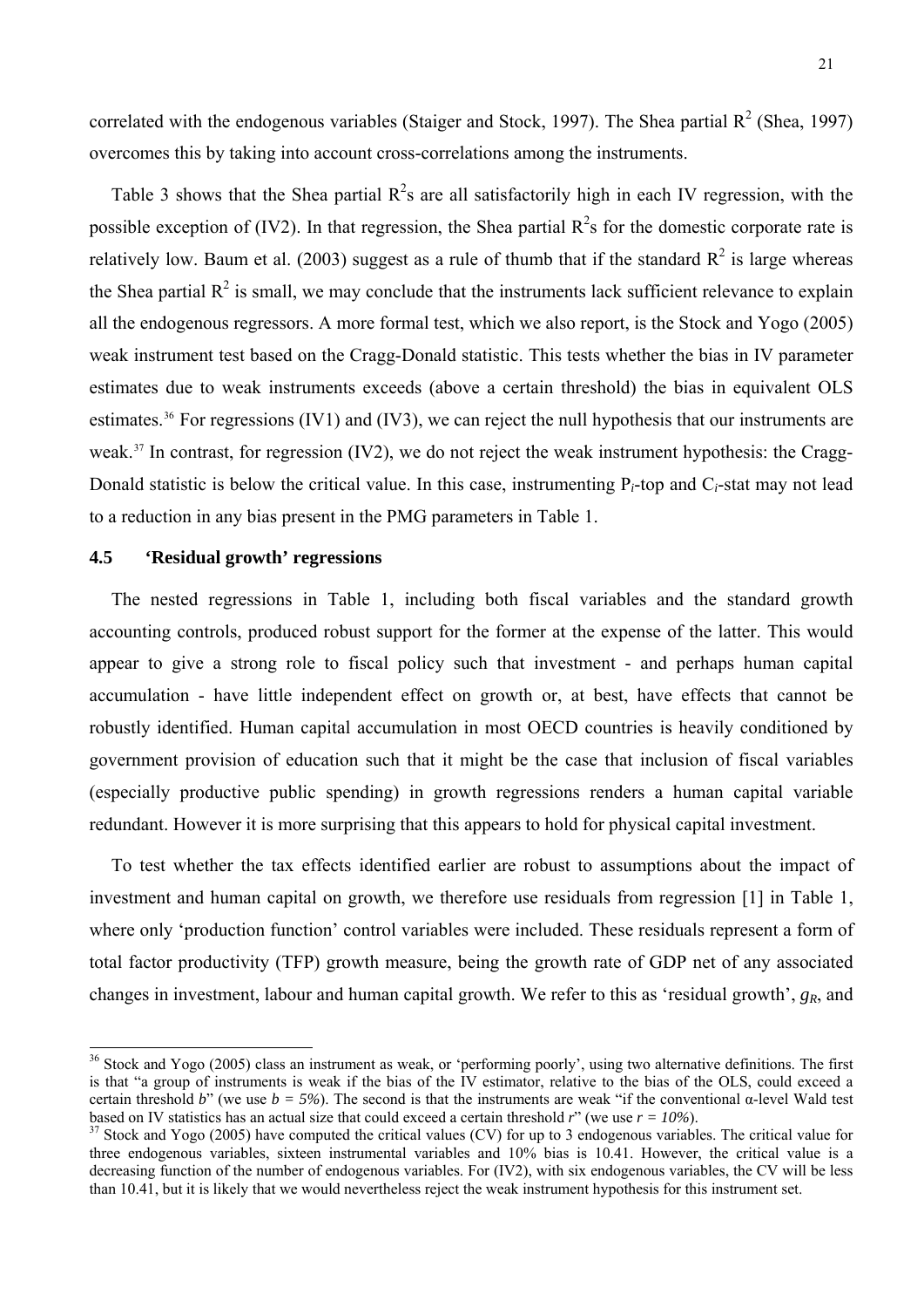correlated with the endogenous variables (Staiger and Stock, 1997). The Shea partial $R^2$ (Shea, 1997) overcomes this by taking into account cross-correlations among the instruments.

Table 3 shows that the Shea partial $R^2$s are all satisfactorily high in each IV regression, with the possible exception of (IV2). In that regression, the Shea partial $R^2$s for the domestic corporate rate is relatively low. Baum et al. (2003) suggest as a rule of thumb that if the standard $R^2$ is large whereas the Shea partial $R^2$ is small, we may conclude that the instruments lack sufficient relevance to explain all the endogenous regressors. A more formal test, which we also report, is the Stock and Yogo (2005) weak instrument test based on the Cragg-Donald statistic. This tests whether the bias in IV parameter estimates due to weak instruments exceeds (above a certain threshold) the bias in equivalent OLS estimates.[36] For regressions (IV1) and (IV3), we can reject the null hypothesis that our instruments are weak.[37] In contrast, for regression (IV2), we do not reject the weak instrument hypothesis: the Cragg-Donald statistic is below the critical value. In this case, instrumenting $P_i$-top and $C_i$-stat may not lead to a reduction in any bias present in the PMG parameters in Table 1.

### 4.5 'Residual growth' regressions

The nested regressions in Table 1, including both fiscal variables and the standard growth accounting controls, produced robust support for the former at the expense of the latter. This would appear to give a strong role to fiscal policy such that investment - and perhaps human capital accumulation - have little independent effect on growth or, at best, have effects that cannot be robustly identified. Human capital accumulation in most OECD countries is heavily conditioned by government provision of education such that it might be the case that inclusion of fiscal variables (especially productive public spending) in growth regressions renders a human capital variable redundant. However it is more surprising that this appears to hold for physical capital investment.

To test whether the tax effects identified earlier are robust to assumptions about the impact of investment and human capital on growth, we therefore use residuals from regression [1] in Table 1, where only 'production function' control variables were included. These residuals represent a form of total factor productivity (TFP) growth measure, being the growth rate of GDP net of any associated changes in investment, labour and human capital growth. We refer to this as 'residual growth', $g_R$, and

---

[36] Stock and Yogo (2005) class an instrument as weak, or 'performing poorly', using two alternative definitions. The first is that "a group of instruments is weak if the bias of the IV estimator, relative to the bias of the OLS, could exceed a certain threshold $b$" (we use $b = 5\%$). The second is that the instruments are weak "if the conventional α-level Wald test based on IV statistics has an actual size that could exceed a certain threshold $r$" (we use $r = 10\%$).

[37] Stock and Yogo (2005) have computed the critical values (CV) for up to 3 endogenous variables. The critical value for three endogenous variables, sixteen instrumental variables and 10% bias is 10.41. However, the critical value is a decreasing function of the number of endogenous variables. For (IV2), with six endogenous variables, the CV will be less than 10.41, but it is likely that we would nevertheless reject the weak instrument hypothesis for this instrument set.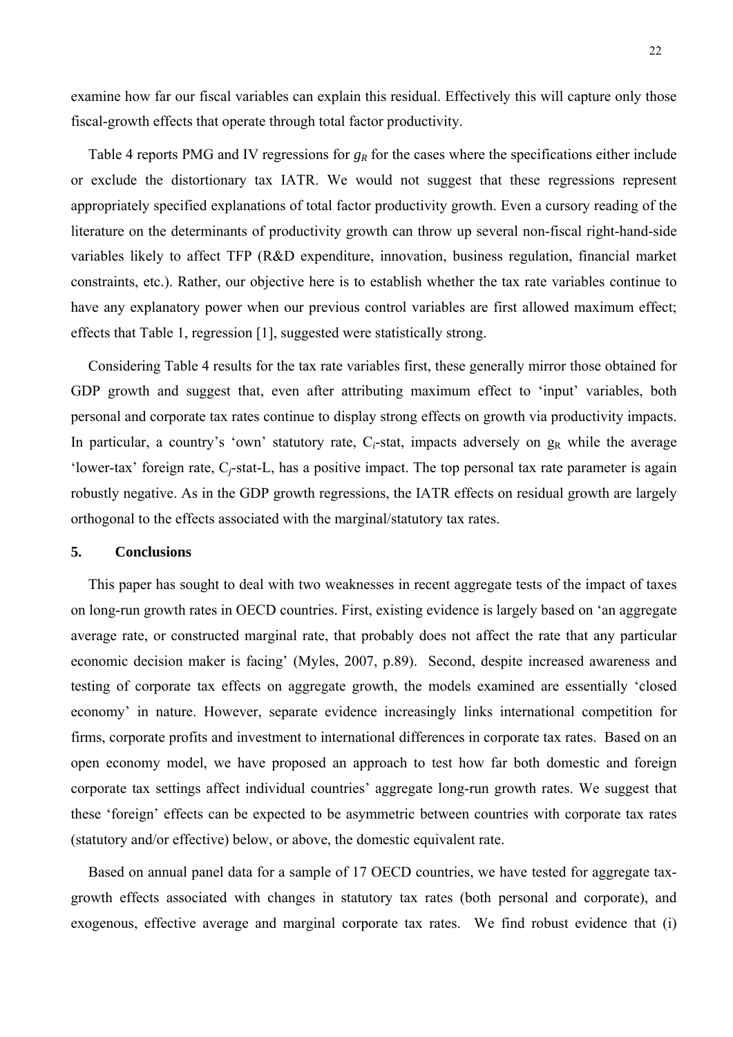examine how far our fiscal variables can explain this residual. Effectively this will capture only those fiscal-growth effects that operate through total factor productivity.

Table 4 reports PMG and IV regressions for $g_R$ for the cases where the specifications either include or exclude the distortionary tax IATR. We would not suggest that these regressions represent appropriately specified explanations of total factor productivity growth. Even a cursory reading of the literature on the determinants of productivity growth can throw up several non-fiscal right-hand-side variables likely to affect TFP (R&D expenditure, innovation, business regulation, financial market constraints, etc.). Rather, our objective here is to establish whether the tax rate variables continue to have any explanatory power when our previous control variables are first allowed maximum effect; effects that Table 1, regression [1], suggested were statistically strong.

Considering Table 4 results for the tax rate variables first, these generally mirror those obtained for GDP growth and suggest that, even after attributing maximum effect to 'input' variables, both personal and corporate tax rates continue to display strong effects on growth via productivity impacts. In particular, a country's 'own' statutory rate, $C_i$-stat, impacts adversely on $g_R$ while the average 'lower-tax' foreign rate, $C_j$-stat-L, has a positive impact. The top personal tax rate parameter is again robustly negative. As in the GDP growth regressions, the IATR effects on residual growth are largely orthogonal to the effects associated with the marginal/statutory tax rates.

## 5. Conclusions

This paper has sought to deal with two weaknesses in recent aggregate tests of the impact of taxes on long-run growth rates in OECD countries. First, existing evidence is largely based on 'an aggregate average rate, or constructed marginal rate, that probably does not affect the rate that any particular economic decision maker is facing' (Myles, 2007, p.89). Second, despite increased awareness and testing of corporate tax effects on aggregate growth, the models examined are essentially 'closed economy' in nature. However, separate evidence increasingly links international competition for firms, corporate profits and investment to international differences in corporate tax rates. Based on an open economy model, we have proposed an approach to test how far both domestic and foreign corporate tax settings affect individual countries' aggregate long-run growth rates. We suggest that these 'foreign' effects can be expected to be asymmetric between countries with corporate tax rates (statutory and/or effective) below, or above, the domestic equivalent rate.

Based on annual panel data for a sample of 17 OECD countries, we have tested for aggregate tax-growth effects associated with changes in statutory tax rates (both personal and corporate), and exogenous, effective average and marginal corporate tax rates. We find robust evidence that (i)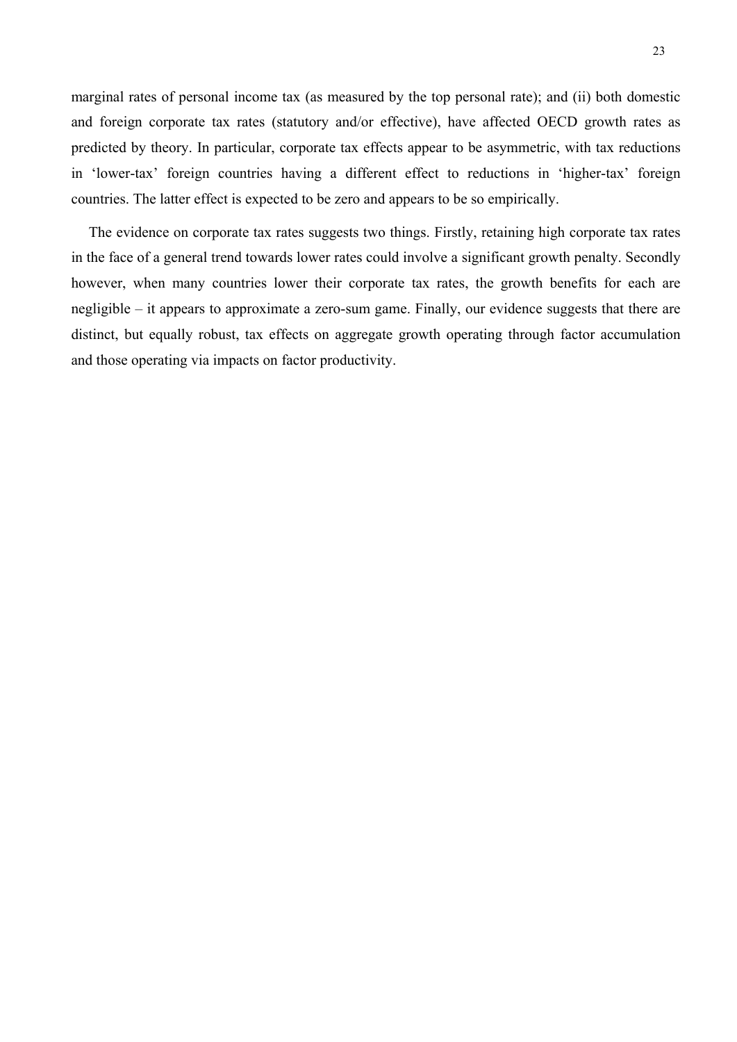marginal rates of personal income tax (as measured by the top personal rate); and (ii) both domestic and foreign corporate tax rates (statutory and/or effective), have affected OECD growth rates as predicted by theory. In particular, corporate tax effects appear to be asymmetric, with tax reductions in 'lower-tax' foreign countries having a different effect to reductions in 'higher-tax' foreign countries. The latter effect is expected to be zero and appears to be so empirically.

The evidence on corporate tax rates suggests two things. Firstly, retaining high corporate tax rates in the face of a general trend towards lower rates could involve a significant growth penalty. Secondly however, when many countries lower their corporate tax rates, the growth benefits for each are negligible – it appears to approximate a zero-sum game. Finally, our evidence suggests that there are distinct, but equally robust, tax effects on aggregate growth operating through factor accumulation and those operating via impacts on factor productivity.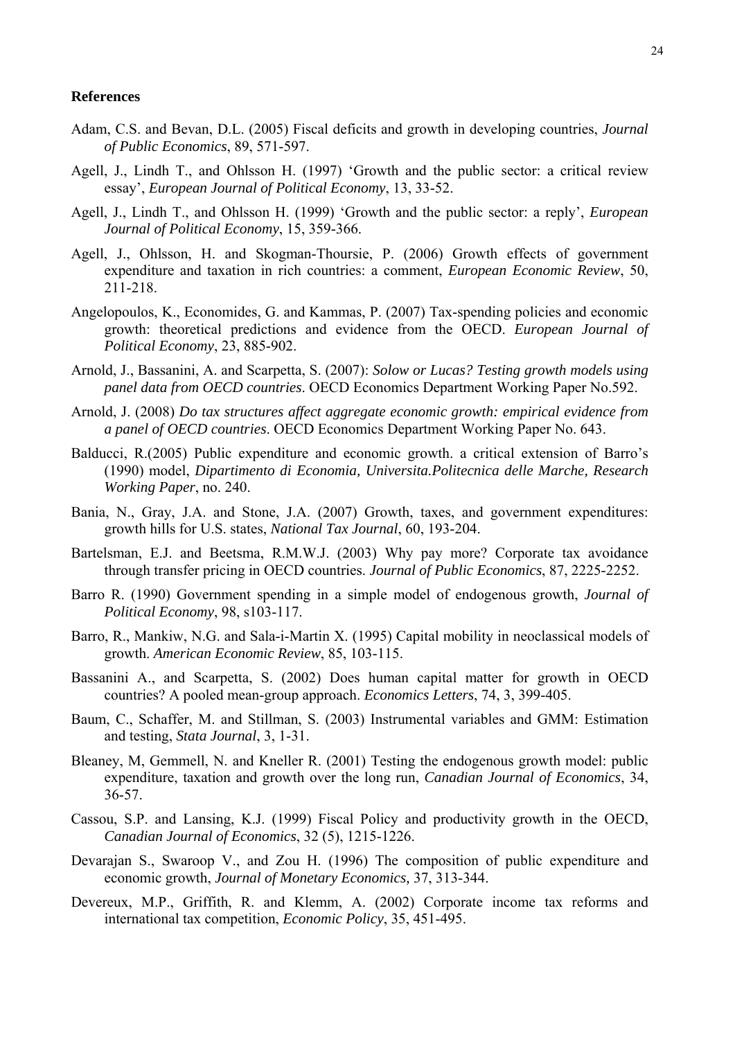**References**

Adam, C.S. and Bevan, D.L. (2005) Fiscal deficits and growth in developing countries, *Journal of Public Economics*, 89, 571-597.

Agell, J., Lindh T., and Ohlsson H. (1997) 'Growth and the public sector: a critical review essay', *European Journal of Political Economy*, 13, 33-52.

Agell, J., Lindh T., and Ohlsson H. (1999) 'Growth and the public sector: a reply', *European Journal of Political Economy*, 15, 359-366.

Agell, J., Ohlsson, H. and Skogman-Thoursie, P. (2006) Growth effects of government expenditure and taxation in rich countries: a comment, *European Economic Review*, 50, 211-218.

Angelopoulos, K., Economides, G. and Kammas, P. (2007) Tax-spending policies and economic growth: theoretical predictions and evidence from the OECD. *European Journal of Political Economy*, 23, 885-902.

Arnold, J., Bassanini, A. and Scarpetta, S. (2007): *Solow or Lucas? Testing growth models using panel data from OECD countries*. OECD Economics Department Working Paper No.592.

Arnold, J. (2008) *Do tax structures affect aggregate economic growth: empirical evidence from a panel of OECD countries*. OECD Economics Department Working Paper No. 643.

Balducci, R.(2005) Public expenditure and economic growth. a critical extension of Barro's (1990) model, *Dipartimento di Economia, Universita.Politecnica delle Marche, Research Working Paper*, no. 240.

Bania, N., Gray, J.A. and Stone, J.A. (2007) Growth, taxes, and government expenditures: growth hills for U.S. states, *National Tax Journal*, 60, 193-204.

Bartelsman, E.J. and Beetsma, R.M.W.J. (2003) Why pay more? Corporate tax avoidance through transfer pricing in OECD countries. *Journal of Public Economics*, 87, 2225-2252.

Barro R. (1990) Government spending in a simple model of endogenous growth, *Journal of Political Economy*, 98, s103-117.

Barro, R., Mankiw, N.G. and Sala-i-Martin X. (1995) Capital mobility in neoclassical models of growth. *American Economic Review*, 85, 103-115.

Bassanini A., and Scarpetta, S. (2002) Does human capital matter for growth in OECD countries? A pooled mean-group approach. *Economics Letters*, 74, 3, 399-405.

Baum, C., Schaffer, M. and Stillman, S. (2003) Instrumental variables and GMM: Estimation and testing, *Stata Journal*, 3, 1-31.

Bleaney, M, Gemmell, N. and Kneller R. (2001) Testing the endogenous growth model: public expenditure, taxation and growth over the long run, *Canadian Journal of Economics*, 34, 36-57.

Cassou, S.P. and Lansing, K.J. (1999) Fiscal Policy and productivity growth in the OECD, *Canadian Journal of Economics*, 32 (5), 1215-1226.

Devarajan S., Swaroop V., and Zou H. (1996) The composition of public expenditure and economic growth, *Journal of Monetary Economics,* 37, 313-344.

Devereux, M.P., Griffith, R. and Klemm, A. (2002) Corporate income tax reforms and international tax competition, *Economic Policy*, 35, 451-495.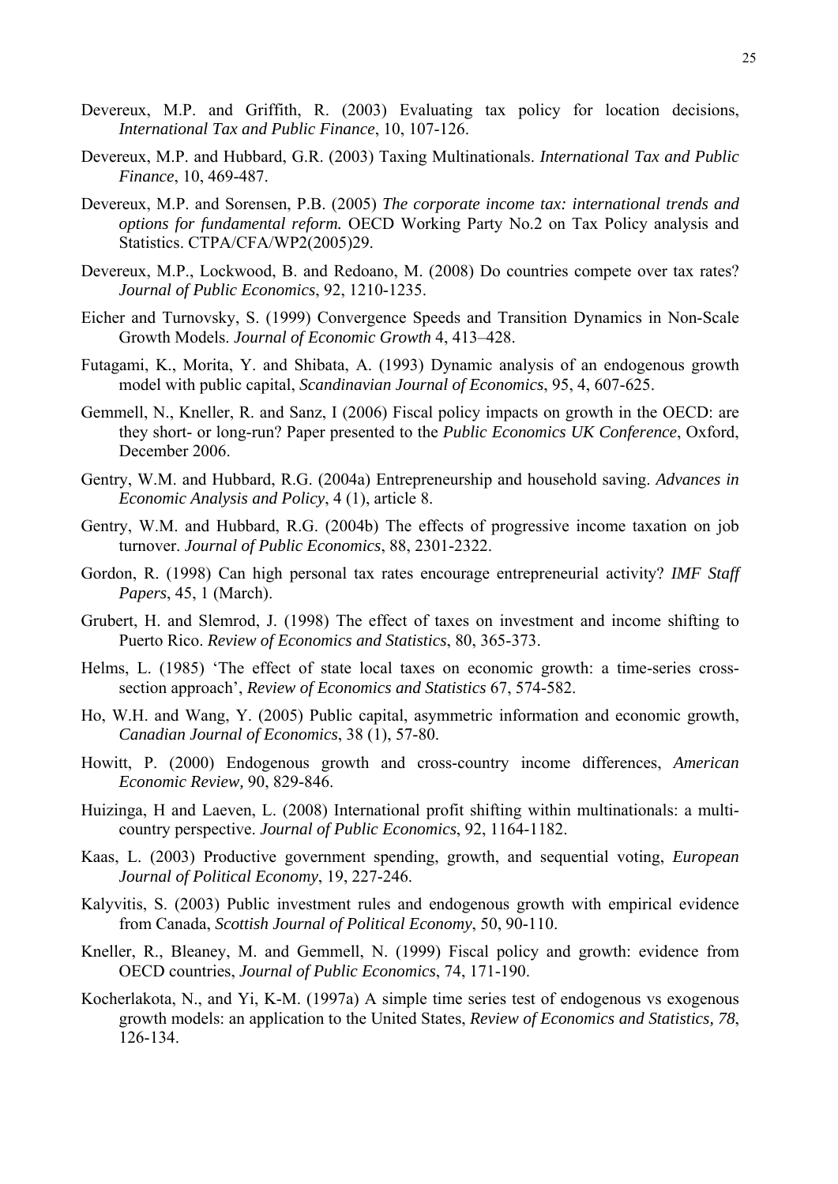Devereux, M.P. and Griffith, R. (2003) Evaluating tax policy for location decisions, *International Tax and Public Finance*, 10, 107-126.

Devereux, M.P. and Hubbard, G.R. (2003) Taxing Multinationals. *International Tax and Public Finance*, 10, 469-487.

Devereux, M.P. and Sorensen, P.B. (2005) *The corporate income tax: international trends and options for fundamental reform.* OECD Working Party No.2 on Tax Policy analysis and Statistics. CTPA/CFA/WP2(2005)29.

Devereux, M.P., Lockwood, B. and Redoano, M. (2008) Do countries compete over tax rates? *Journal of Public Economics*, 92, 1210-1235.

Eicher and Turnovsky, S. (1999) Convergence Speeds and Transition Dynamics in Non-Scale Growth Models. *Journal of Economic Growth* 4, 413–428.

Futagami, K., Morita, Y. and Shibata, A. (1993) Dynamic analysis of an endogenous growth model with public capital, *Scandinavian Journal of Economics*, 95, 4, 607-625.

Gemmell, N., Kneller, R. and Sanz, I (2006) Fiscal policy impacts on growth in the OECD: are they short- or long-run? Paper presented to the *Public Economics UK Conference*, Oxford, December 2006.

Gentry, W.M. and Hubbard, R.G. (2004a) Entrepreneurship and household saving. *Advances in Economic Analysis and Policy*, 4 (1), article 8.

Gentry, W.M. and Hubbard, R.G. (2004b) The effects of progressive income taxation on job turnover. *Journal of Public Economics*, 88, 2301-2322.

Gordon, R. (1998) Can high personal tax rates encourage entrepreneurial activity? *IMF Staff Papers*, 45, 1 (March).

Grubert, H. and Slemrod, J. (1998) The effect of taxes on investment and income shifting to Puerto Rico. *Review of Economics and Statistics*, 80, 365-373.

Helms, L. (1985) 'The effect of state local taxes on economic growth: a time-series cross-section approach', *Review of Economics and Statistics* 67, 574-582.

Ho, W.H. and Wang, Y. (2005) Public capital, asymmetric information and economic growth, *Canadian Journal of Economics*, 38 (1), 57-80.

Howitt, P. (2000) Endogenous growth and cross-country income differences, *American Economic Review,* 90, 829-846.

Huizinga, H and Laeven, L. (2008) International profit shifting within multinationals: a multi-country perspective. *Journal of Public Economics*, 92, 1164-1182.

Kaas, L. (2003) Productive government spending, growth, and sequential voting, *European Journal of Political Economy*, 19, 227-246.

Kalyvitis, S. (2003) Public investment rules and endogenous growth with empirical evidence from Canada, *Scottish Journal of Political Economy*, 50, 90-110.

Kneller, R., Bleaney, M. and Gemmell, N. (1999) Fiscal policy and growth: evidence from OECD countries, *Journal of Public Economics*, 74, 171-190.

Kocherlakota, N., and Yi, K-M. (1997a) A simple time series test of endogenous vs exogenous growth models: an application to the United States, *Review of Economics and Statistics, 78*, 126-134.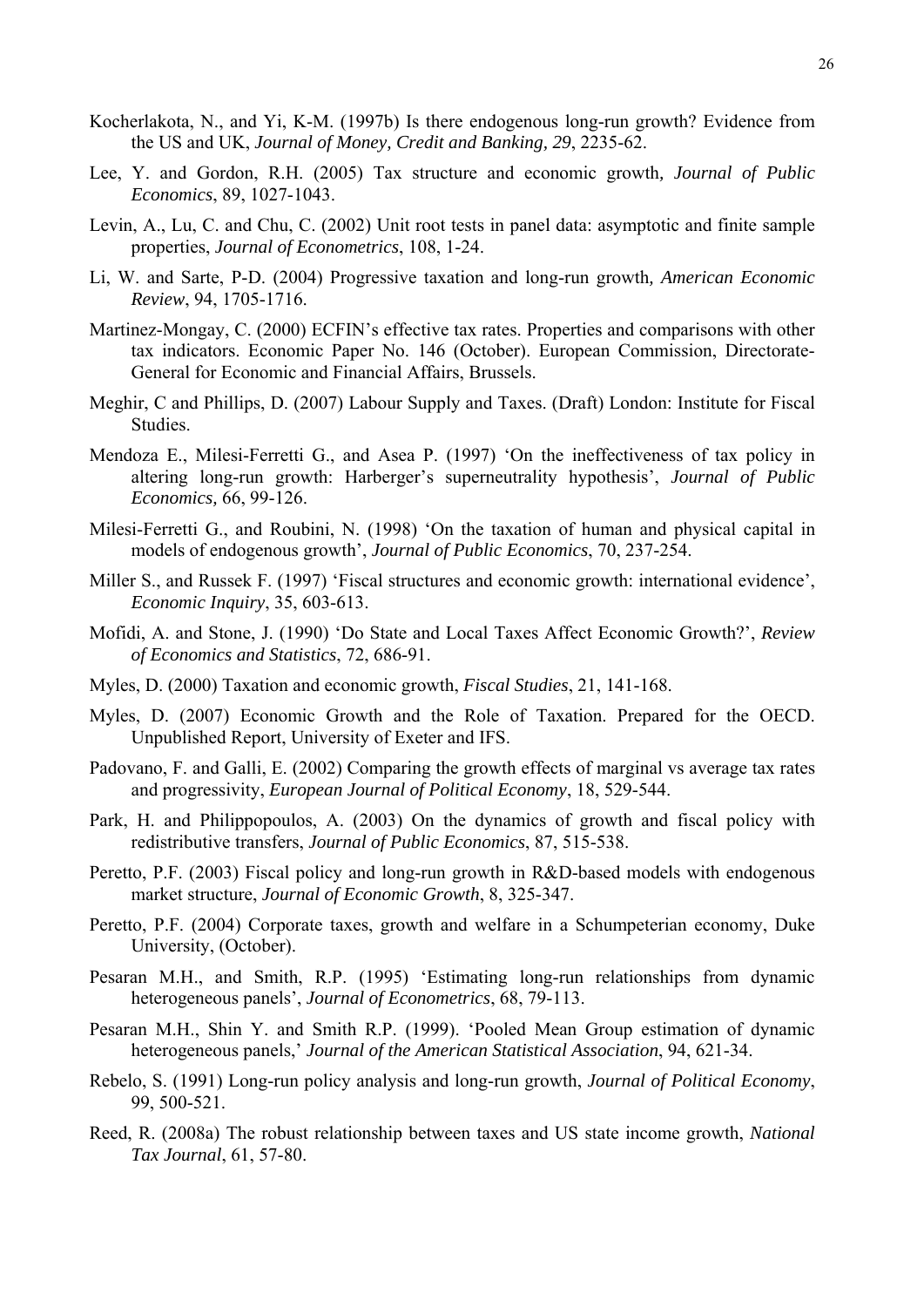Kocherlakota, N., and Yi, K-M. (1997b) Is there endogenous long-run growth? Evidence from the US and UK, *Journal of Money, Credit and Banking, 29*, 2235-62.

Lee, Y. and Gordon, R.H. (2005) Tax structure and economic growth*, Journal of Public Economics*, 89, 1027-1043.

Levin, A., Lu, C. and Chu, C. (2002) Unit root tests in panel data: asymptotic and finite sample properties, *Journal of Econometrics*, 108, 1-24.

Li, W. and Sarte, P-D. (2004) Progressive taxation and long-run growth*, American Economic Review*, 94, 1705-1716.

Martinez-Mongay, C. (2000) ECFIN's effective tax rates. Properties and comparisons with other tax indicators. Economic Paper No. 146 (October). European Commission, Directorate-General for Economic and Financial Affairs, Brussels.

Meghir, C and Phillips, D. (2007) Labour Supply and Taxes. (Draft) London: Institute for Fiscal Studies.

Mendoza E., Milesi-Ferretti G., and Asea P. (1997) 'On the ineffectiveness of tax policy in altering long-run growth: Harberger's superneutrality hypothesis', *Journal of Public Economics,* 66, 99-126.

Milesi-Ferretti G., and Roubini, N. (1998) 'On the taxation of human and physical capital in models of endogenous growth', *Journal of Public Economics*, 70, 237-254.

Miller S., and Russek F. (1997) 'Fiscal structures and economic growth: international evidence', *Economic Inquiry*, 35, 603-613.

Mofidi, A. and Stone, J. (1990) 'Do State and Local Taxes Affect Economic Growth?', *Review of Economics and Statistics*, 72, 686-91.

Myles, D. (2000) Taxation and economic growth, *Fiscal Studies*, 21, 141-168.

Myles, D. (2007) Economic Growth and the Role of Taxation. Prepared for the OECD. Unpublished Report, University of Exeter and IFS.

Padovano, F. and Galli, E. (2002) Comparing the growth effects of marginal vs average tax rates and progressivity, *European Journal of Political Economy*, 18, 529-544.

Park, H. and Philippopoulos, A. (2003) On the dynamics of growth and fiscal policy with redistributive transfers, *Journal of Public Economics*, 87, 515-538.

Peretto, P.F. (2003) Fiscal policy and long-run growth in R&D-based models with endogenous market structure, *Journal of Economic Growth*, 8, 325-347.

Peretto, P.F. (2004) Corporate taxes, growth and welfare in a Schumpeterian economy, Duke University, (October).

Pesaran M.H., and Smith, R.P. (1995) 'Estimating long-run relationships from dynamic heterogeneous panels', *Journal of Econometrics*, 68, 79-113.

Pesaran M.H., Shin Y. and Smith R.P. (1999). 'Pooled Mean Group estimation of dynamic heterogeneous panels,' *Journal of the American Statistical Association*, 94, 621-34.

Rebelo, S. (1991) Long-run policy analysis and long-run growth, *Journal of Political Economy*, 99, 500-521.

Reed, R. (2008a) The robust relationship between taxes and US state income growth, *National Tax Journal*, 61, 57-80.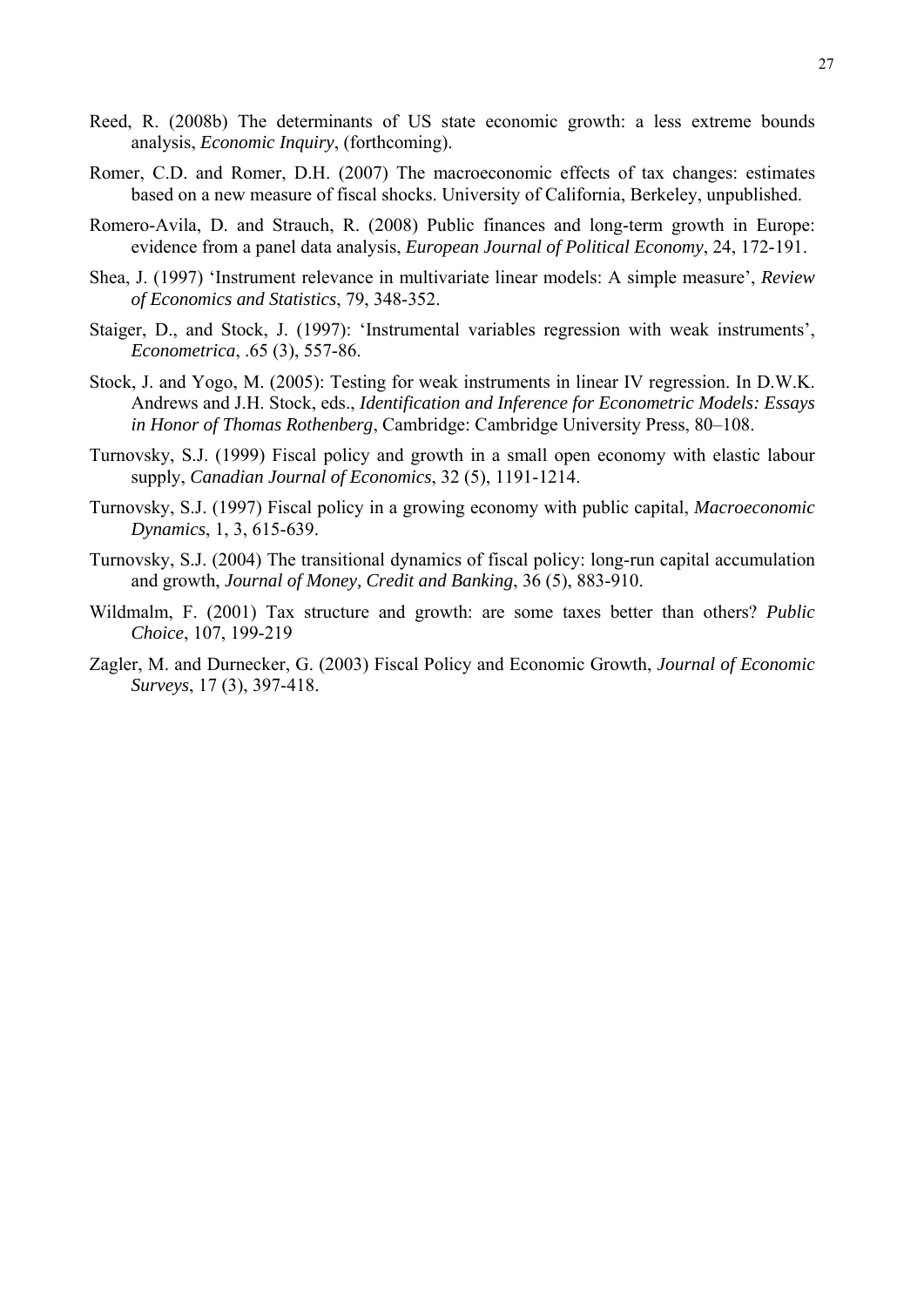Reed, R. (2008b) The determinants of US state economic growth: a less extreme bounds analysis, *Economic Inquiry*, (forthcoming).

Romer, C.D. and Romer, D.H. (2007) The macroeconomic effects of tax changes: estimates based on a new measure of fiscal shocks. University of California, Berkeley, unpublished.

Romero-Avila, D. and Strauch, R. (2008) Public finances and long-term growth in Europe: evidence from a panel data analysis, *European Journal of Political Economy*, 24, 172-191.

Shea, J. (1997) 'Instrument relevance in multivariate linear models: A simple measure', *Review of Economics and Statistics*, 79, 348-352.

Staiger, D., and Stock, J. (1997): 'Instrumental variables regression with weak instruments', *Econometrica*, .65 (3), 557-86.

Stock, J. and Yogo, M. (2005): Testing for weak instruments in linear IV regression. In D.W.K. Andrews and J.H. Stock, eds., *Identification and Inference for Econometric Models: Essays in Honor of Thomas Rothenberg*, Cambridge: Cambridge University Press, 80–108.

Turnovsky, S.J. (1999) Fiscal policy and growth in a small open economy with elastic labour supply, *Canadian Journal of Economics*, 32 (5), 1191-1214.

Turnovsky, S.J. (1997) Fiscal policy in a growing economy with public capital, *Macroeconomic Dynamics*, 1, 3, 615-639.

Turnovsky, S.J. (2004) The transitional dynamics of fiscal policy: long-run capital accumulation and growth, *Journal of Money, Credit and Banking*, 36 (5), 883-910.

Wildmalm, F. (2001) Tax structure and growth: are some taxes better than others? *Public Choice*, 107, 199-219

Zagler, M. and Durnecker, G. (2003) Fiscal Policy and Economic Growth, *Journal of Economic Surveys*, 17 (3), 397-418.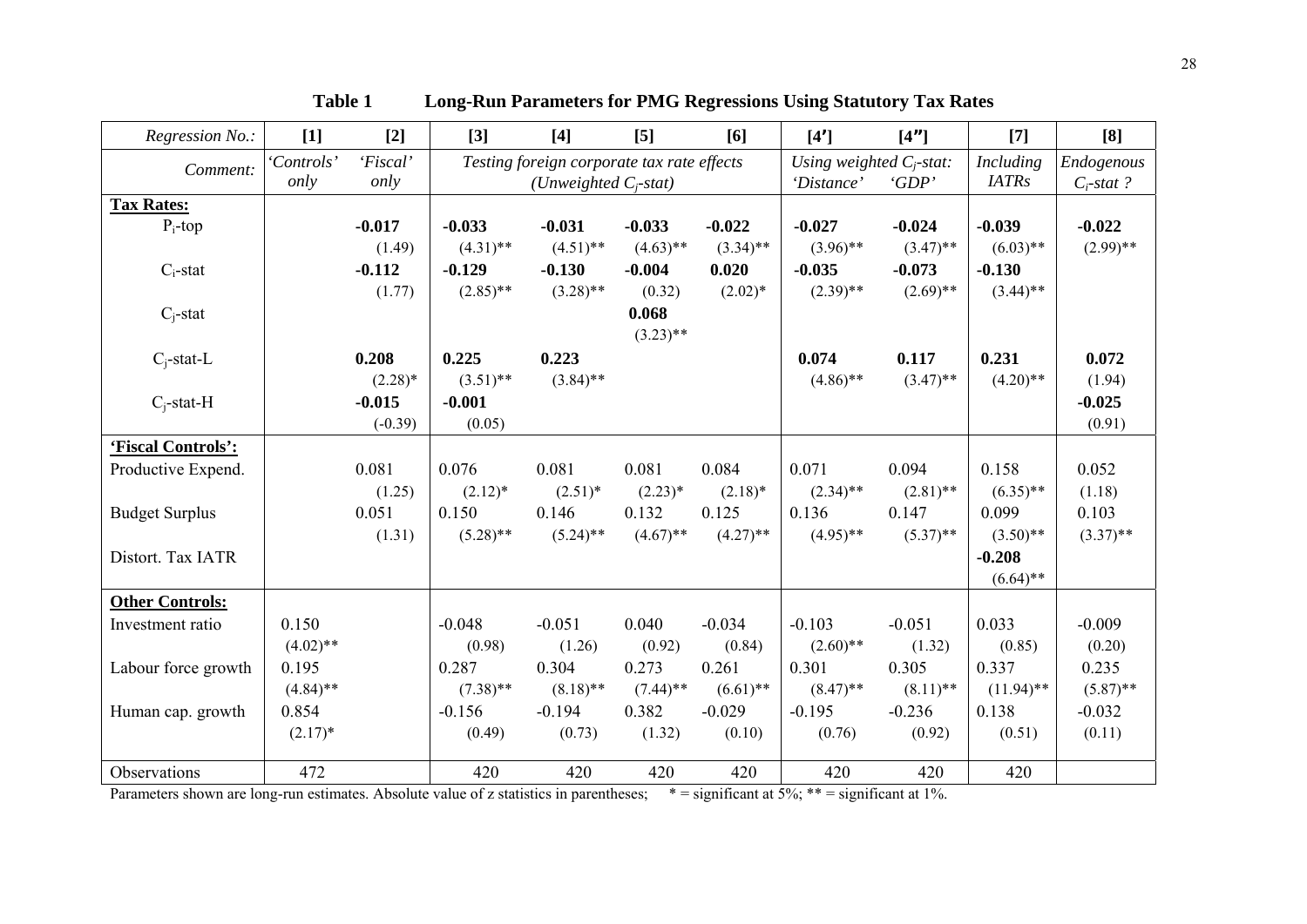**Table 1 Long-Run Parameters for PMG Regressions Using Statutory Tax Rates**

| *Regression No.:* | [1] | [2] | [3] | [4] | [5] | [6] | [4′] | [4″] | [7] | [8] |
|---|---|---|---|---|---|---|---|---|---|---|
| *Comment:* | *'Controls' only* | *'Fiscal' only* | *Testing foreign corporate tax rate effects (Unweighted $C_j$-stat)* | | | | *Using weighted $C_j$-stat: 'Distance'* | *'GDP'* | *Including IATRs* | *Endogenous $C_i$-stat ?* |
| **Tax Rates:** | | | | | | | | | | |
| $P_i$-top | | **-0.017** | **-0.033** | **-0.031** | **-0.033** | **-0.022** | **-0.027** | **-0.024** | **-0.039** | **-0.022** |
| | | (1.49) | (4.31)** | (4.51)** | (4.63)** | (3.34)** | (3.96)** | (3.47)** | (6.03)** | (2.99)** |
| $C_i$-stat | | **-0.112** | **-0.129** | **-0.130** | **-0.004** | **0.020** | **-0.035** | **-0.073** | **-0.130** | |
| | | (1.77) | (2.85)** | (3.28)** | (0.32) | (2.02)* | (2.39)** | (2.69)** | (3.44)** | |
| $C_j$-stat | | | | | **0.068** | | | | | |
| | | | | | (3.23)** | | | | | |
| $C_j$-stat-L | | **0.208** | **0.225** | **0.223** | | | **0.074** | **0.117** | **0.231** | **0.072** |
| | | (2.28)* | (3.51)** | (3.84)** | | | (4.86)** | (3.47)** | (4.20)** | (1.94) |
| $C_j$-stat-H | | **-0.015** | **-0.001** | | | | | | | **-0.025** |
| | | (-0.39) | (0.05) | | | | | | | (0.91) |
| **'Fiscal Controls':** | | | | | | | | | | |
| Productive Expend. | | 0.081 | 0.076 | 0.081 | 0.081 | 0.084 | 0.071 | 0.094 | 0.158 | 0.052 |
| | | (1.25) | (2.12)* | (2.51)* | (2.23)* | (2.18)* | (2.34)** | (2.81)** | (6.35)** | (1.18) |
| Budget Surplus | | 0.051 | 0.150 | 0.146 | 0.132 | 0.125 | 0.136 | 0.147 | 0.099 | 0.103 |
| | | (1.31) | (5.28)** | (5.24)** | (4.67)** | (4.27)** | (4.95)** | (5.37)** | (3.50)** | (3.37)** |
| Distort. Tax IATR | | | | | | | | | **-0.208** | |
| | | | | | | | | | (6.64)** | |
| **Other Controls:** | | | | | | | | | | |
| Investment ratio | 0.150 | | -0.048 | -0.051 | 0.040 | -0.034 | -0.103 | -0.051 | 0.033 | -0.009 |
| | (4.02)** | | (0.98) | (1.26) | (0.92) | (0.84) | (2.60)** | (1.32) | (0.85) | (0.20) |
| Labour force growth | 0.195 | | 0.287 | 0.304 | 0.273 | 0.261 | 0.301 | 0.305 | 0.337 | 0.235 |
| | (4.84)** | | (7.38)** | (8.18)** | (7.44)** | (6.61)** | (8.47)** | (8.11)** | (11.94)** | (5.87)** |
| Human cap. growth | 0.854 | | -0.156 | -0.194 | 0.382 | -0.029 | -0.195 | -0.236 | 0.138 | -0.032 |
| | (2.17)* | | (0.49) | (0.73) | (1.32) | (0.10) | (0.76) | (0.92) | (0.51) | (0.11) |
| Observations | 472 | | 420 | 420 | 420 | 420 | 420 | 420 | 420 | |

Parameters shown are long-run estimates. Absolute value of z statistics in parentheses; * = significant at 5%; ** = significant at 1%.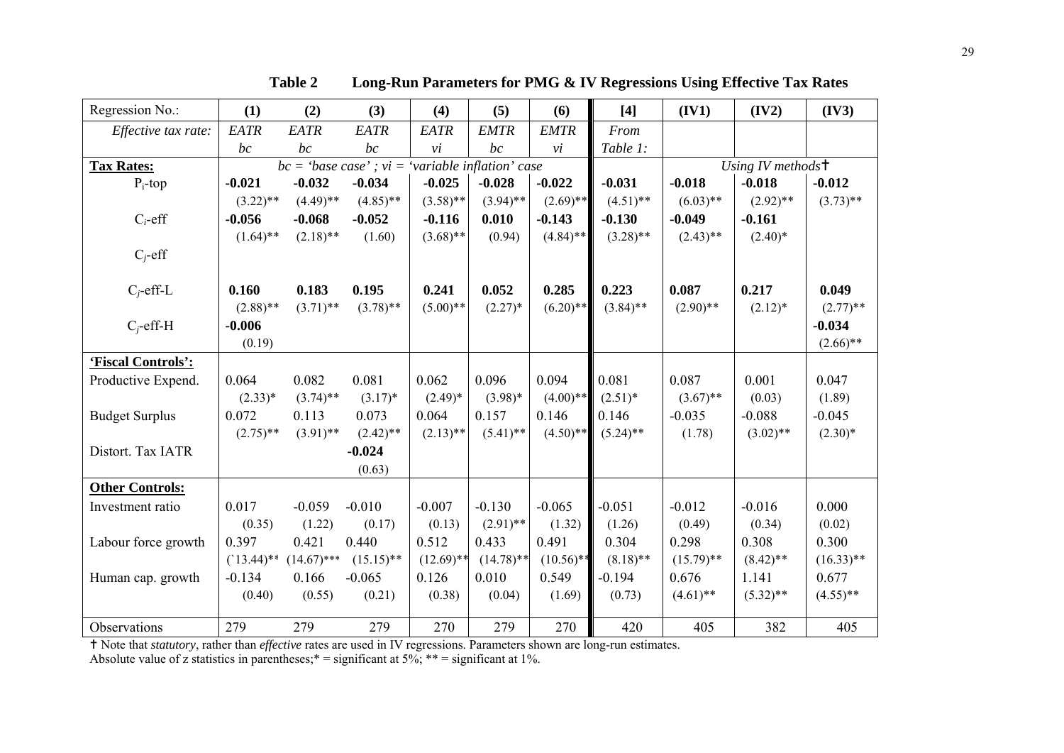**Table 2 Long-Run Parameters for PMG & IV Regressions Using Effective Tax Rates**

| Regression No.: | (1) | (2) | (3) | (4) | (5) | (6) | [4] | (IV1) | (IV2) | (IV3) |
|---|---|---|---|---|---|---|---|---|---|---|
| *Effective tax rate:* | *EATR bc* | *EATR bc* | *EATR bc* | *EATR vi* | *EMTR bc* | *EMTR vi* | *From Table 1:* | | | |
| **Tax Rates:** | *bc = 'base case' ; vi = 'variable inflation' case* | | | | | | | *Using IV methods*† | | |
| $P_i$-top | **-0.021** | **-0.032** | **-0.034** | **-0.025** | **-0.028** | **-0.022** | **-0.031** | **-0.018** | **-0.018** | **-0.012** |
| | (3.22)** | (4.49)** | (4.85)** | (3.58)** | (3.94)** | (2.69)** | (4.51)** | (6.03)** | (2.92)** | (3.73)** |
| $C_i$-eff | **-0.056** | **-0.068** | **-0.052** | **-0.116** | **0.010** | **-0.143** | **-0.130** | **-0.049** | **-0.161** | |
| | (1.64)** | (2.18)** | (1.60) | (3.68)** | (0.94) | (4.84)** | (3.28)** | (2.43)** | (2.40)* | |
| $C_j$-eff | | | | | | | | | | |
| $C_j$-eff-L | **0.160** | **0.183** | **0.195** | **0.241** | **0.052** | **0.285** | **0.223** | **0.087** | **0.217** | **0.049** |
| | (2.88)** | (3.71)** | (3.78)** | (5.00)** | (2.27)* | (6.20)** | (3.84)** | (2.90)** | (2.12)* | (2.77)** |
| $C_j$-eff-H | **-0.006** | | | | | | | | | **-0.034** |
| | (0.19) | | | | | | | | | (2.66)** |
| **'Fiscal Controls':** | | | | | | | | | | |
| Productive Expend. | 0.064 | 0.082 | 0.081 | 0.062 | 0.096 | 0.094 | 0.081 | 0.087 | 0.001 | 0.047 |
| | (2.33)* | (3.74)** | (3.17)* | (2.49)* | (3.98)* | (4.00)** | (2.51)* | (3.67)** | (0.03) | (1.89) |
| Budget Surplus | 0.072 | 0.113 | 0.073 | 0.064 | 0.157 | 0.146 | 0.146 | -0.035 | -0.088 | -0.045 |
| | (2.75)** | (3.91)** | (2.42)** | (2.13)** | (5.41)** | (4.50)** | (5.24)** | (1.78) | (3.02)** | (2.30)* |
| Distort. Tax IATR | | | **-0.024** | | | | | | | |
| | | | (0.63) | | | | | | | |
| **Other Controls:** | | | | | | | | | | |
| Investment ratio | 0.017 | -0.059 | -0.010 | -0.007 | -0.130 | -0.065 | -0.051 | -0.012 | -0.016 | 0.000 |
| | (0.35) | (1.22) | (0.17) | (0.13) | (2.91)** | (1.32) | (1.26) | (0.49) | (0.34) | (0.02) |
| Labour force growth | 0.397 | 0.421 | 0.440 | 0.512 | 0.433 | 0.491 | 0.304 | 0.298 | 0.308 | 0.300 |
| | (`13.44)** | (14.67)*** | (15.15)** | (12.69)** | (14.78)** | (10.56)** | (8.18)** | (15.79)** | (8.42)** | (16.33)** |
| Human cap. growth | -0.134 | 0.166 | -0.065 | 0.126 | 0.010 | 0.549 | -0.194 | 0.676 | 1.141 | 0.677 |
| | (0.40) | (0.55) | (0.21) | (0.38) | (0.04) | (1.69) | (0.73) | (4.61)** | (5.32)** | (4.55)** |
| Observations | 279 | 279 | 279 | 270 | 279 | 270 | 420 | 405 | 382 | 405 |

† Note that *statutory*, rather than *effective* rates are used in IV regressions. Parameters shown are long-run estimates.
Absolute value of z statistics in parentheses;* = significant at 5%; ** = significant at 1%.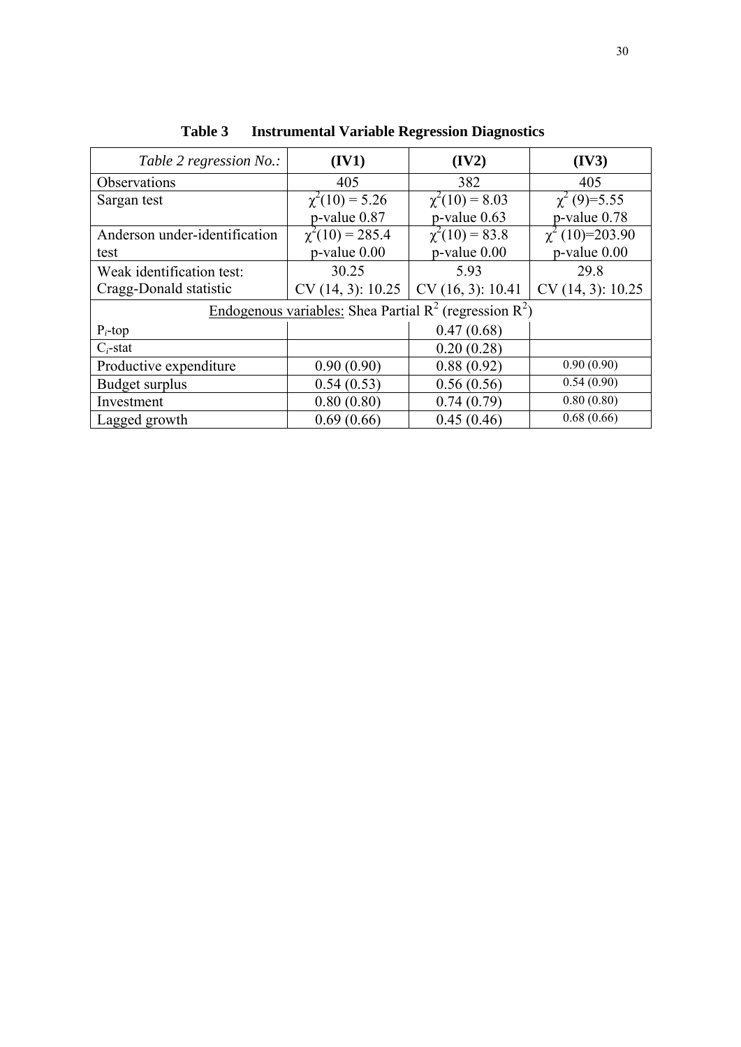**Table 3 Instrumental Variable Regression Diagnostics**

| *Table 2 regression No.:* | **(IV1)** | **(IV2)** | **(IV3)** |
|---|---|---|---|
| Observations | 405 | 382 | 405 |
| Sargan test | $\chi^2(10) = 5.26$ p-value 0.87 | $\chi^2(10) = 8.03$ p-value 0.63 | $\chi^2$ (9)=5.55 p-value 0.78 |
| Anderson under-identification test | $\chi^2(10) = 285.4$ p-value 0.00 | $\chi^2(10) = 83.8$ p-value 0.00 | $\chi^2$ (10)=203.90 p-value 0.00 |
| Weak identification test: Cragg-Donald statistic | 30.25 CV (14, 3): 10.25 | 5.93 CV (16, 3): 10.41 | 29.8 CV (14, 3): 10.25 |
| Endogenous variables: Shea Partial $R^2$ (regression $R^2$) | | | |
| $P_i$-top | | 0.47 (0.68) | |
| $C_i$-stat | | 0.20 (0.28) | |
| Productive expenditure | 0.90 (0.90) | 0.88 (0.92) | 0.90 (0.90) |
| Budget surplus | 0.54 (0.53) | 0.56 (0.56) | 0.54 (0.90) |
| Investment | 0.80 (0.80) | 0.74 (0.79) | 0.80 (0.80) |
| Lagged growth | 0.69 (0.66) | 0.45 (0.46) | 0.68 (0.66) |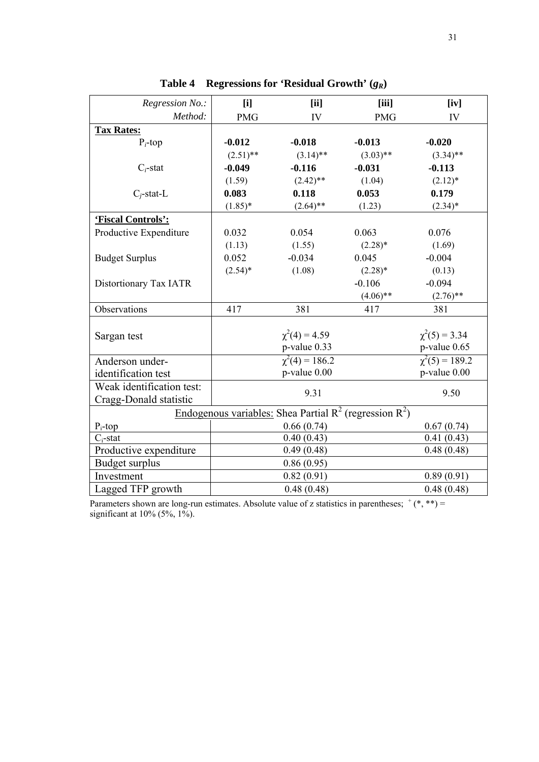**Table 4 Regressions for 'Residual Growth' ($g_R$)**

| *Regression No.:* | **[i]** | **[ii]** | **[iii]** | **[iv]** |
|---|---|---|---|---|
| *Method:* | PMG | IV | PMG | IV |
| **Tax Rates:** | | | | |
| $P_i$-top | **-0.012** | **-0.018** | **-0.013** | **-0.020** |
| | (2.51)** | (3.14)** | (3.03)** | (3.34)** |
| $C_i$-stat | **-0.049** | **-0.116** | **-0.031** | **-0.113** |
| | (1.59) | (2.42)** | (1.04) | (2.12)* |
| $C_j$-stat-L | **0.083** | **0.118** | **0.053** | **0.179** |
| | (1.85)* | (2.64)** | (1.23) | (2.34)* |
| **'Fiscal Controls':** | | | | |
| Productive Expenditure | 0.032 | 0.054 | 0.063 | 0.076 |
| | (1.13) | (1.55) | (2.28)* | (1.69) |
| Budget Surplus | 0.052 | -0.034 | 0.045 | -0.004 |
| | (2.54)* | (1.08) | (2.28)* | (0.13) |
| Distortionary Tax IATR | | | -0.106 | -0.094 |
| | | | (4.06)** | (2.76)** |
| Observations | 417 | 381 | 417 | 381 |
| Sargan test | | $\chi^2(4) = 4.59$ p-value 0.33 | | $\chi^2(5) = 3.34$ p-value 0.65 |
| Anderson under-identification test | | $\chi^2(4) = 186.2$ p-value 0.00 | | $\chi^2(5) = 189.2$ p-value 0.00 |
| Weak identification test: Cragg-Donald statistic | | 9.31 | | 9.50 |
| Endogenous variables: Shea Partial $R^2$ (regression $R^2$) | | | | |
| $P_i$-top | | 0.66 (0.74) | | 0.67 (0.74) |
| $C_i$-stat | | 0.40 (0.43) | | 0.41 (0.43) |
| Productive expenditure | | 0.49 (0.48) | | 0.48 (0.48) |
| Budget surplus | | 0.86 (0.95) | | |
| Investment | | 0.82 (0.91) | | 0.89 (0.91) |
| Lagged TFP growth | | 0.48 (0.48) | | 0.48 (0.48) |

Parameters shown are long-run estimates. Absolute value of z statistics in parentheses; + (*, **) = significant at 10% (5%, 1%).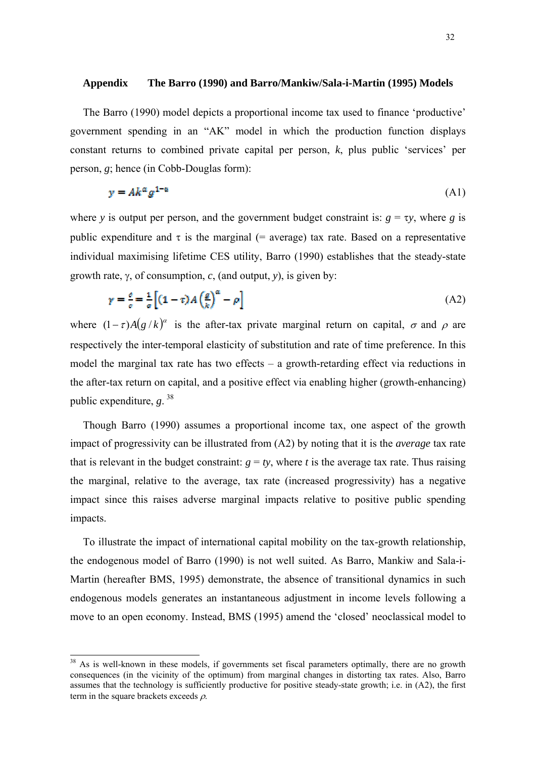## Appendix The Barro (1990) and Barro/Mankiw/Sala-i-Martin (1995) Models

The Barro (1990) model depicts a proportional income tax used to finance 'productive' government spending in an "AK" model in which the production function displays constant returns to combined private capital per person, $k$, plus public 'services' per person, $g$; hence (in Cobb-Douglas form):

$$y = Ak^{\alpha}g^{1-\alpha} \tag{A1}$$

where $y$ is output per person, and the government budget constraint is: $g = \tau y$, where $g$ is public expenditure and $\tau$ is the marginal (= average) tax rate. Based on a representative individual maximising lifetime CES utility, Barro (1990) establishes that the steady-state growth rate, $\gamma$, of consumption, $c$, (and output, $y$), is given by:

$$\gamma = \frac{\dot{c}}{c} = \frac{1}{\sigma}\left[(1-\tau)A\left(\frac{g}{k}\right)^{\alpha} - \rho\right] \tag{A2}$$

where $(1-\tau)A(g/k)^{\alpha}$ is the after-tax private marginal return on capital, $\sigma$ and $\rho$ are respectively the inter-temporal elasticity of substitution and rate of time preference. In this model the marginal tax rate has two effects – a growth-retarding effect via reductions in the after-tax return on capital, and a positive effect via enabling higher (growth-enhancing) public expenditure, $g$.[38]

Though Barro (1990) assumes a proportional income tax, one aspect of the growth impact of progressivity can be illustrated from (A2) by noting that it is the *average* tax rate that is relevant in the budget constraint: $g = ty$, where $t$ is the average tax rate. Thus raising the marginal, relative to the average, tax rate (increased progressivity) has a negative impact since this raises adverse marginal impacts relative to positive public spending impacts.

To illustrate the impact of international capital mobility on the tax-growth relationship, the endogenous model of Barro (1990) is not well suited. As Barro, Mankiw and Sala-i-Martin (hereafter BMS, 1995) demonstrate, the absence of transitional dynamics in such endogenous models generates an instantaneous adjustment in income levels following a move to an open economy. Instead, BMS (1995) amend the 'closed' neoclassical model to

[38] As is well-known in these models, if governments set fiscal parameters optimally, there are no growth consequences (in the vicinity of the optimum) from marginal changes in distorting tax rates. Also, Barro assumes that the technology is sufficiently productive for positive steady-state growth; i.e. in (A2), the first term in the square brackets exceeds $\rho$.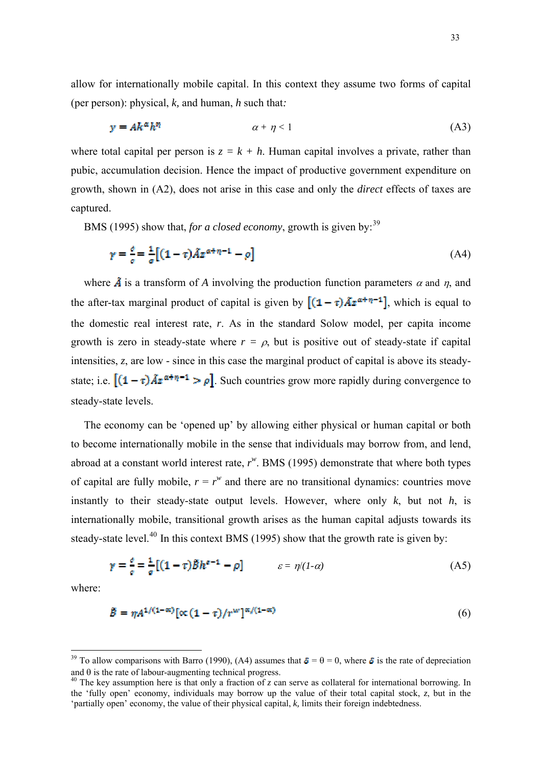allow for internationally mobile capital. In this context they assume two forms of capital (per person): physical, $k$, and human, $h$ such that*:*

$$y = Ak^{\alpha}h^{\eta} \qquad\qquad \alpha + \eta < 1 \tag{A3}$$

where total capital per person is $z = k + h$. Human capital involves a private, rather than pubic, accumulation decision. Hence the impact of productive government expenditure on growth, shown in (A2), does not arise in this case and only the *direct* effects of taxes are captured.

BMS (1995) show that, *for a closed economy*, growth is given by:[39]

$$\gamma = \frac{\dot{c}}{c} = \frac{1}{\sigma}\left[(1-\tau)\tilde{A}z^{\alpha+\eta-1} - \rho\right] \tag{A4}$$

where $\tilde{A}$ is a transform of $A$ involving the production function parameters $\alpha$ and $\eta$, and the after-tax marginal product of capital is given by $\left[(1-\tau)\tilde{A}z^{\alpha+\eta-1}\right]$, which is equal to the domestic real interest rate, $r$. As in the standard Solow model, per capita income growth is zero in steady-state where $r = \rho$, but is positive out of steady-state if capital intensities, $z$, are low - since in this case the marginal product of capital is above its steady-state; i.e. $\left[(1-\tau)\tilde{A}z^{\alpha+\eta-1} > \rho\right]$. Such countries grow more rapidly during convergence to steady-state levels.

The economy can be 'opened up' by allowing either physical or human capital or both to become internationally mobile in the sense that individuals may borrow from, and lend, abroad at a constant world interest rate, $r^{w}$. BMS (1995) demonstrate that where both types of capital are fully mobile, $r = r^{w}$ and there are no transitional dynamics: countries move instantly to their steady-state output levels. However, where only $k$, but not $h$, is internationally mobile, transitional growth arises as the human capital adjusts towards its steady-state level.[40] In this context BMS (1995) show that the growth rate is given by:

$$\gamma = \frac{\dot{c}}{c} = \frac{1}{\sigma}\left[(1-\tau)\tilde{B}h^{\varepsilon-1} - \rho\right] \qquad\qquad \varepsilon = \eta/(1-\alpha) \tag{A5}$$

where:

$$\tilde{B} = \eta A^{1/(1-\alpha)}\left[\alpha(1-\tau)/r^{w}\right]^{\alpha/(1-\alpha)} \tag{6}$$

---

[39] To allow comparisons with Barro (1990), (A4) assumes that $\delta = \theta = 0$, where $\delta$ is the rate of depreciation and $\theta$ is the rate of labour-augmenting technical progress.

[40] The key assumption here is that only a fraction of $z$ can serve as collateral for international borrowing. In the 'fully open' economy, individuals may borrow up the value of their total capital stock, $z$, but in the 'partially open' economy, the value of their physical capital, $k$, limits their foreign indebtedness.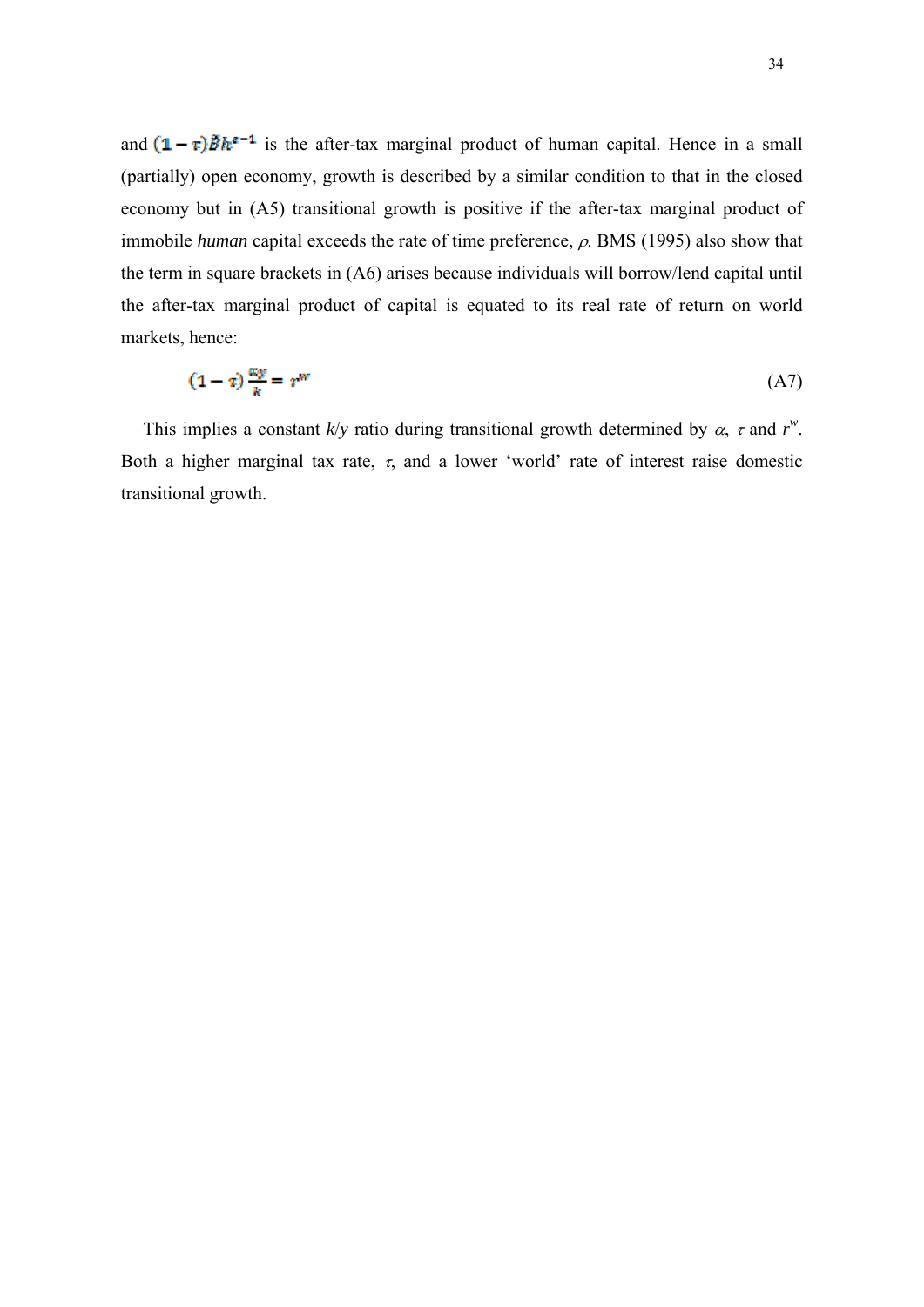and $(1-\tau)\tilde{B}h^{\varepsilon-1}$ is the after-tax marginal product of human capital. Hence in a small (partially) open economy, growth is described by a similar condition to that in the closed economy but in (A5) transitional growth is positive if the after-tax marginal product of immobile *human* capital exceeds the rate of time preference, $\rho$. BMS (1995) also show that the term in square brackets in (A6) arises because individuals will borrow/lend capital until the after-tax marginal product of capital is equated to its real rate of return on world markets, hence:

$$(1-\tau)\frac{\alpha y}{k} = r^{w} \tag{A7}$$

This implies a constant $k/y$ ratio during transitional growth determined by $\alpha$, $\tau$ and $r^{w}$. Both a higher marginal tax rate, $\tau$, and a lower 'world' rate of interest raise domestic transitional growth.